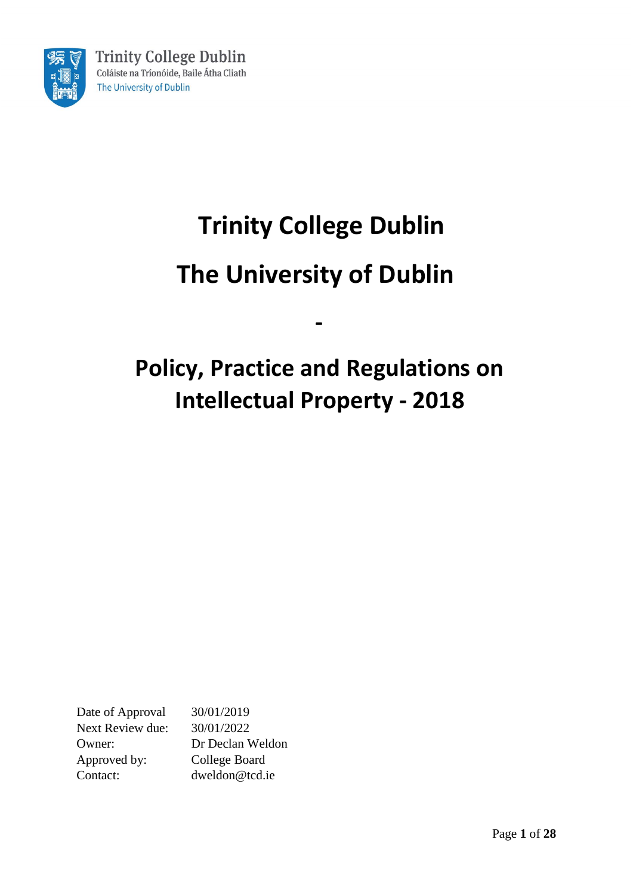Trinity College Dublin
Coláiste na Tríonóide, Baile Átha Cliath
The University of Dublin

# Trinity College Dublin

# The University of Dublin

-

# Policy, Practice and Regulations on Intellectual Property - 2018

| | |
|---|---|
| Date of Approval | 30/01/2019 |
| Next Review due: | 30/01/2022 |
| Owner: | Dr Declan Weldon |
| Approved by: | College Board |
| Contact: | dweldon@tcd.ie |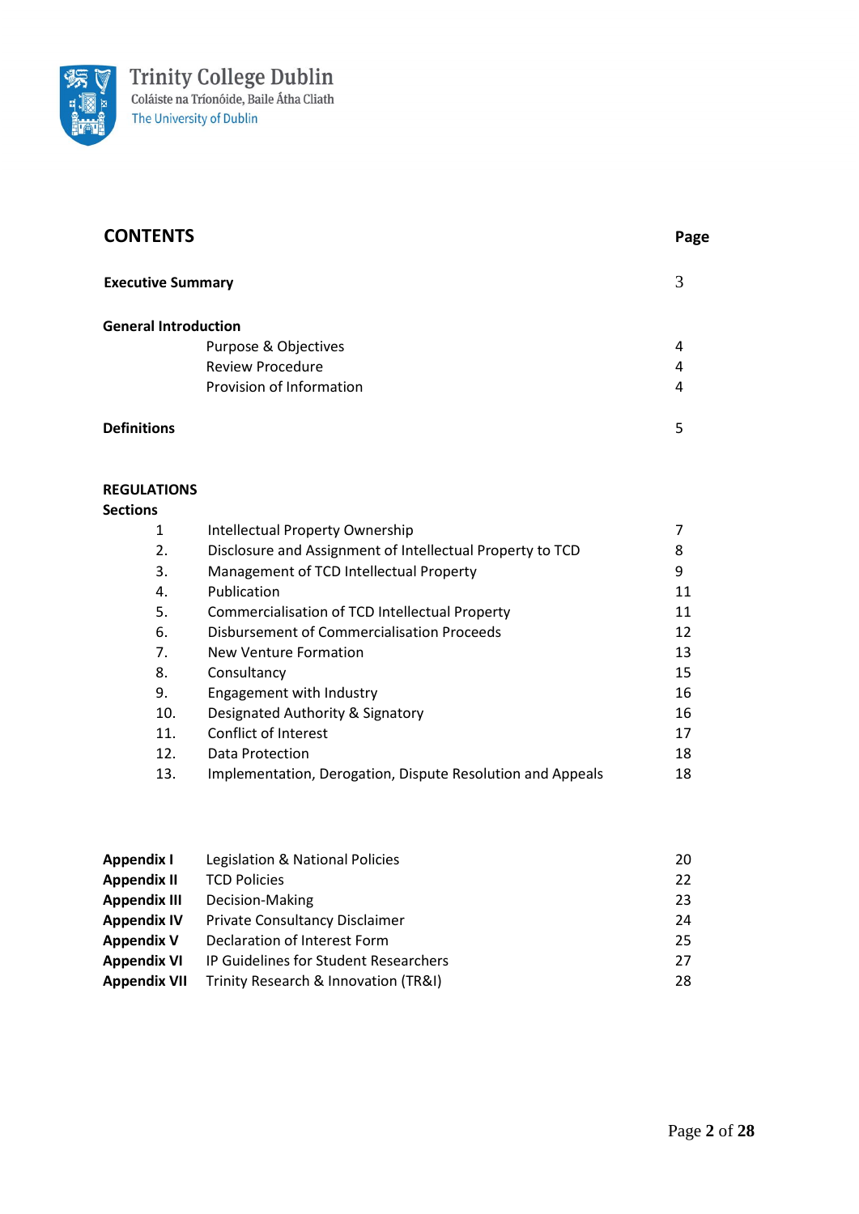Trinity College Dublin
Coláiste na Tríonóide, Baile Átha Cliath
The University of Dublin

## CONTENTS

| | | Page |
|---|---|---|
| **Executive Summary** | | 3 |
| **General Introduction** | | |
| | Purpose & Objectives | 4 |
| | Review Procedure | 4 |
| | Provision of Information | 4 |
| **Definitions** | | 5 |

**REGULATIONS**
**Sections**

| | | Page |
|---|---|---|
| 1 | Intellectual Property Ownership | 7 |
| 2. | Disclosure and Assignment of Intellectual Property to TCD | 8 |
| 3. | Management of TCD Intellectual Property | 9 |
| 4. | Publication | 11 |
| 5. | Commercialisation of TCD Intellectual Property | 11 |
| 6. | Disbursement of Commercialisation Proceeds | 12 |
| 7. | New Venture Formation | 13 |
| 8. | Consultancy | 15 |
| 9. | Engagement with Industry | 16 |
| 10. | Designated Authority & Signatory | 16 |
| 11. | Conflict of Interest | 17 |
| 12. | Data Protection | 18 |
| 13. | Implementation, Derogation, Dispute Resolution and Appeals | 18 |

| | | Page |
|---|---|---|
| **Appendix I** | Legislation & National Policies | 20 |
| **Appendix II** | TCD Policies | 22 |
| **Appendix III** | Decision-Making | 23 |
| **Appendix IV** | Private Consultancy Disclaimer | 24 |
| **Appendix V** | Declaration of Interest Form | 25 |
| **Appendix VI** | IP Guidelines for Student Researchers | 27 |
| **Appendix VII** | Trinity Research & Innovation (TR&I) | 28 |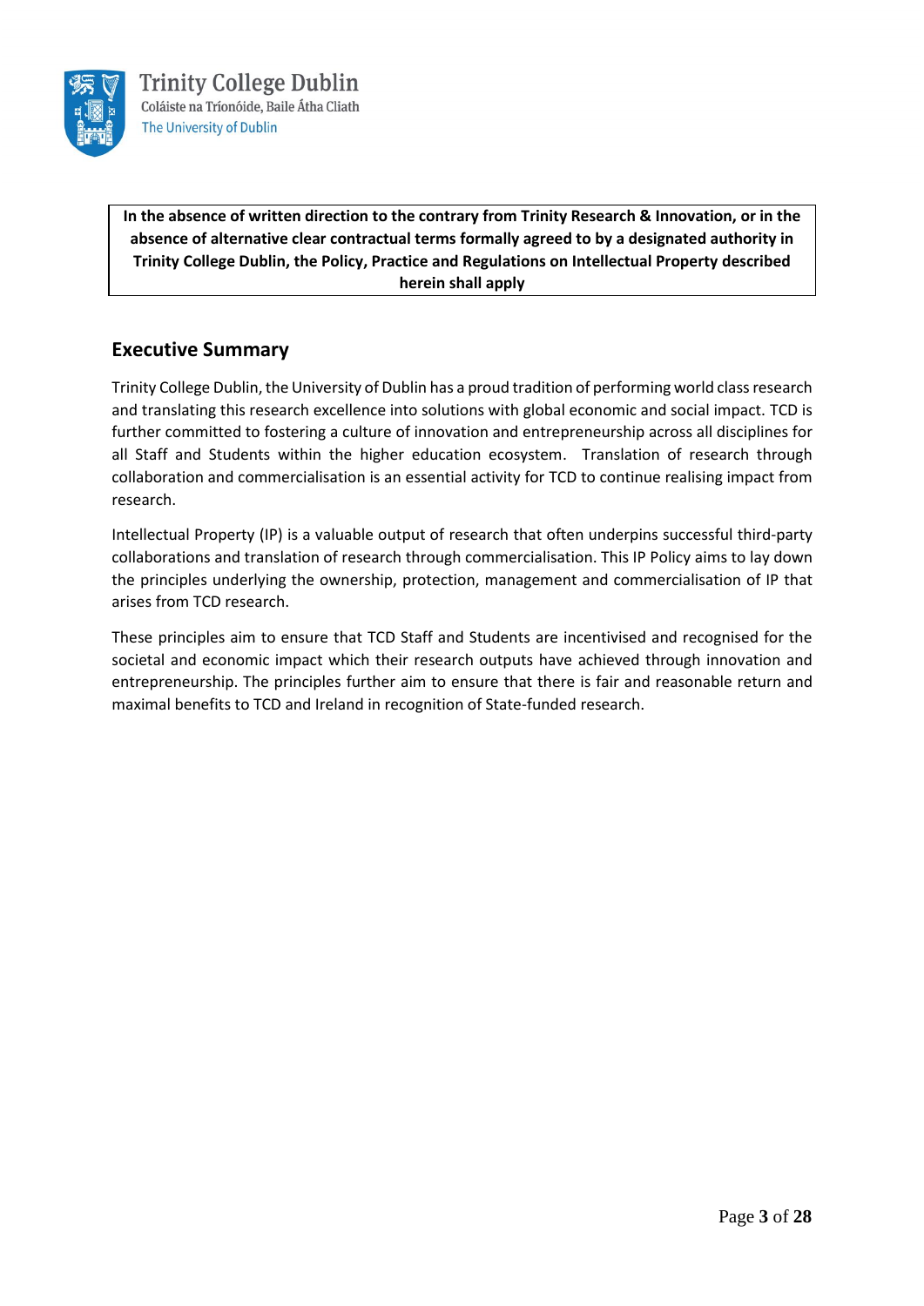**In the absence of written direction to the contrary from Trinity Research & Innovation, or in the absence of alternative clear contractual terms formally agreed to by a designated authority in Trinity College Dublin, the Policy, Practice and Regulations on Intellectual Property described herein shall apply**

## Executive Summary

Trinity College Dublin, the University of Dublin has a proud tradition of performing world class research and translating this research excellence into solutions with global economic and social impact. TCD is further committed to fostering a culture of innovation and entrepreneurship across all disciplines for all Staff and Students within the higher education ecosystem. Translation of research through collaboration and commercialisation is an essential activity for TCD to continue realising impact from research.

Intellectual Property (IP) is a valuable output of research that often underpins successful third-party collaborations and translation of research through commercialisation. This IP Policy aims to lay down the principles underlying the ownership, protection, management and commercialisation of IP that arises from TCD research.

These principles aim to ensure that TCD Staff and Students are incentivised and recognised for the societal and economic impact which their research outputs have achieved through innovation and entrepreneurship. The principles further aim to ensure that there is fair and reasonable return and maximal benefits to TCD and Ireland in recognition of State-funded research.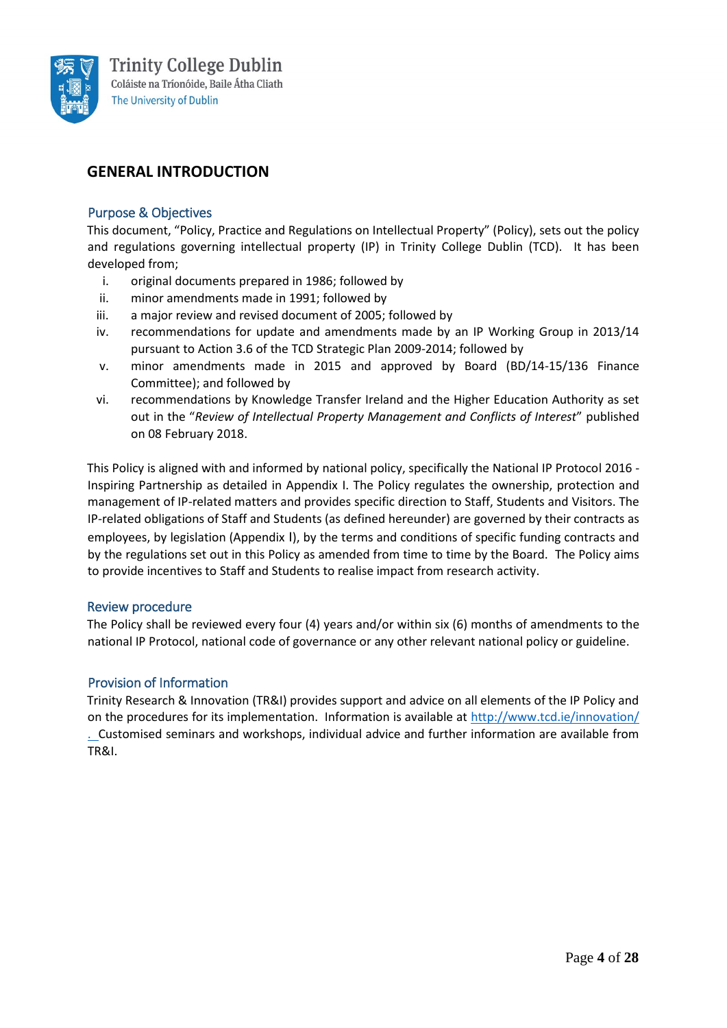## GENERAL INTRODUCTION

### Purpose & Objectives

This document, "Policy, Practice and Regulations on Intellectual Property" (Policy), sets out the policy and regulations governing intellectual property (IP) in Trinity College Dublin (TCD). It has been developed from;

i. original documents prepared in 1986; followed by
ii. minor amendments made in 1991; followed by
iii. a major review and revised document of 2005; followed by
iv. recommendations for update and amendments made by an IP Working Group in 2013/14 pursuant to Action 3.6 of the TCD Strategic Plan 2009-2014; followed by
v. minor amendments made in 2015 and approved by Board (BD/14-15/136 Finance Committee); and followed by
vi. recommendations by Knowledge Transfer Ireland and the Higher Education Authority as set out in the "*Review of Intellectual Property Management and Conflicts of Interest*" published on 08 February 2018.

This Policy is aligned with and informed by national policy, specifically the National IP Protocol 2016 - Inspiring Partnership as detailed in Appendix I. The Policy regulates the ownership, protection and management of IP-related matters and provides specific direction to Staff, Students and Visitors. The IP-related obligations of Staff and Students (as defined hereunder) are governed by their contracts as employees, by legislation (Appendix I), by the terms and conditions of specific funding contracts and by the regulations set out in this Policy as amended from time to time by the Board. The Policy aims to provide incentives to Staff and Students to realise impact from research activity.

### Review procedure

The Policy shall be reviewed every four (4) years and/or within six (6) months of amendments to the national IP Protocol, national code of governance or any other relevant national policy or guideline.

### Provision of Information

Trinity Research & Innovation (TR&I) provides support and advice on all elements of the IP Policy and on the procedures for its implementation. Information is available at http://www.tcd.ie/innovation/. Customised seminars and workshops, individual advice and further information are available from TR&I.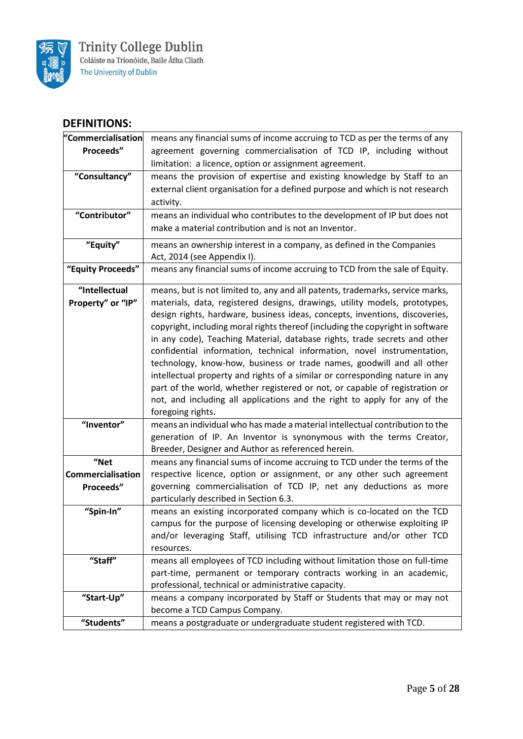## DEFINITIONS:

| Term | Definition |
|---|---|
| **"Commercialisation Proceeds"** | means any financial sums of income accruing to TCD as per the terms of any agreement governing commercialisation of TCD IP, including without limitation: a licence, option or assignment agreement. |
| **"Consultancy"** | means the provision of expertise and existing knowledge by Staff to an external client organisation for a defined purpose and which is not research activity. |
| **"Contributor"** | means an individual who contributes to the development of IP but does not make a material contribution and is not an Inventor. |
| **"Equity"** | means an ownership interest in a company, as defined in the Companies Act, 2014 (see Appendix I). |
| **"Equity Proceeds"** | means any financial sums of income accruing to TCD from the sale of Equity. |
| **"Intellectual Property" or "IP"** | means, but is not limited to, any and all patents, trademarks, service marks, materials, data, registered designs, drawings, utility models, prototypes, design rights, hardware, business ideas, concepts, inventions, discoveries, copyright, including moral rights thereof (including the copyright in software in any code), Teaching Material, database rights, trade secrets and other confidential information, technical information, novel instrumentation, technology, know-how, business or trade names, goodwill and all other intellectual property and rights of a similar or corresponding nature in any part of the world, whether registered or not, or capable of registration or not, and including all applications and the right to apply for any of the foregoing rights. |
| **"Inventor"** | means an individual who has made a material intellectual contribution to the generation of IP. An Inventor is synonymous with the terms Creator, Breeder, Designer and Author as referenced herein. |
| **"Net Commercialisation Proceeds"** | means any financial sums of income accruing to TCD under the terms of the respective licence, option or assignment, or any other such agreement governing commercialisation of TCD IP, net any deductions as more particularly described in Section 6.3. |
| **"Spin-In"** | means an existing incorporated company which is co-located on the TCD campus for the purpose of licensing developing or otherwise exploiting IP and/or leveraging Staff, utilising TCD infrastructure and/or other TCD resources. |
| **"Staff"** | means all employees of TCD including without limitation those on full-time part-time, permanent or temporary contracts working in an academic, professional, technical or administrative capacity. |
| **"Start-Up"** | means a company incorporated by Staff or Students that may or may not become a TCD Campus Company. |
| **"Students"** | means a postgraduate or undergraduate student registered with TCD. |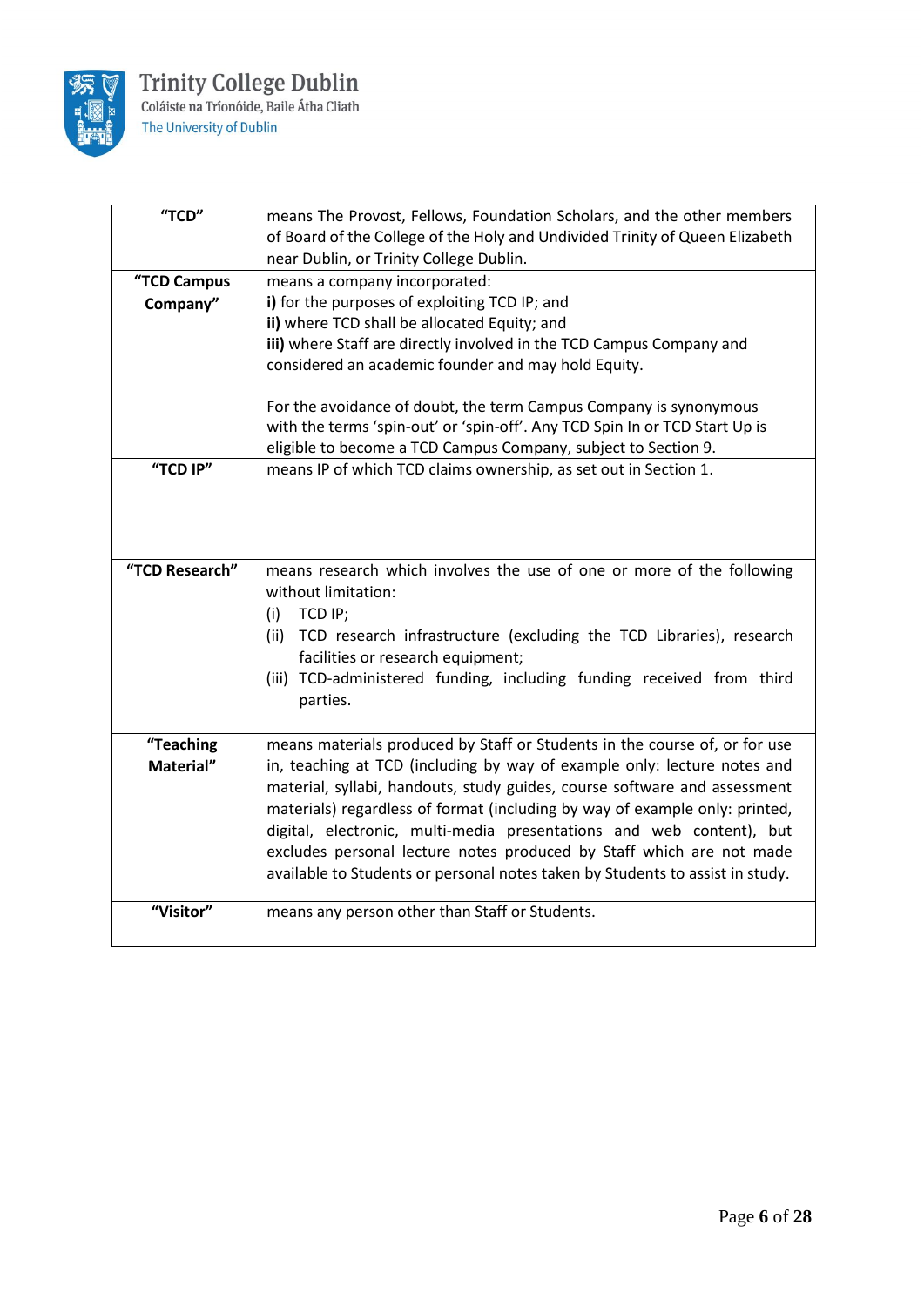| | |
|---|---|
| **"TCD"** | means The Provost, Fellows, Foundation Scholars, and the other members of Board of the College of the Holy and Undivided Trinity of Queen Elizabeth near Dublin, or Trinity College Dublin. |
| **"TCD Campus Company"** | means a company incorporated:<br>**i)** for the purposes of exploiting TCD IP; and<br>**ii)** where TCD shall be allocated Equity; and<br>**iii)** where Staff are directly involved in the TCD Campus Company and considered an academic founder and may hold Equity.<br><br>For the avoidance of doubt, the term Campus Company is synonymous with the terms 'spin-out' or 'spin-off'. Any TCD Spin In or TCD Start Up is eligible to become a TCD Campus Company, subject to Section 9. |
| **"TCD IP"** | means IP of which TCD claims ownership, as set out in Section 1. |
| **"TCD Research"** | means research which involves the use of one or more of the following without limitation:<br>(i) TCD IP;<br>(ii) TCD research infrastructure (excluding the TCD Libraries), research facilities or research equipment;<br>(iii) TCD-administered funding, including funding received from third parties. |
| **"Teaching Material"** | means materials produced by Staff or Students in the course of, or for use in, teaching at TCD (including by way of example only: lecture notes and material, syllabi, handouts, study guides, course software and assessment materials) regardless of format (including by way of example only: printed, digital, electronic, multi-media presentations and web content), but excludes personal lecture notes produced by Staff which are not made available to Students or personal notes taken by Students to assist in study. |
| **"Visitor"** | means any person other than Staff or Students. |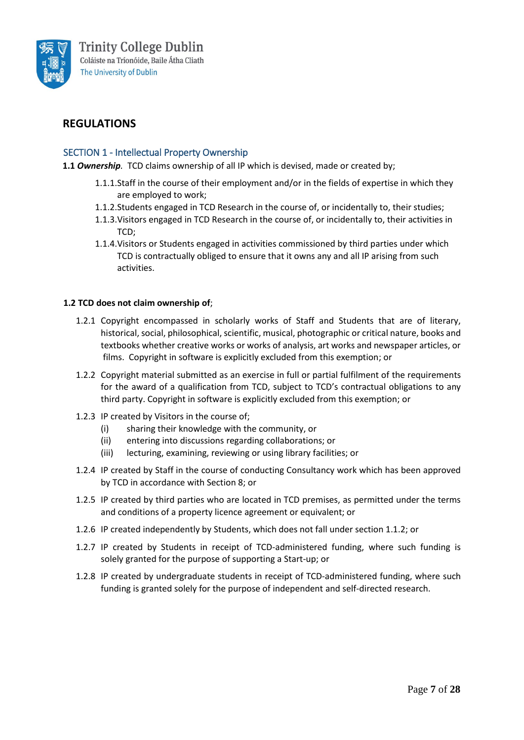## REGULATIONS

### SECTION 1 - Intellectual Property Ownership

**1.1** ***Ownership***. TCD claims ownership of all IP which is devised, made or created by;

- 1.1.1. Staff in the course of their employment and/or in the fields of expertise in which they are employed to work;
- 1.1.2. Students engaged in TCD Research in the course of, or incidentally to, their studies;
- 1.1.3. Visitors engaged in TCD Research in the course of, or incidentally to, their activities in TCD;
- 1.1.4. Visitors or Students engaged in activities commissioned by third parties under which TCD is contractually obliged to ensure that it owns any and all IP arising from such activities.

**1.2 TCD does not claim ownership of**;

- 1.2.1 Copyright encompassed in scholarly works of Staff and Students that are of literary, historical, social, philosophical, scientific, musical, photographic or critical nature, books and textbooks whether creative works or works of analysis, art works and newspaper articles, or films. Copyright in software is explicitly excluded from this exemption; or
- 1.2.2 Copyright material submitted as an exercise in full or partial fulfilment of the requirements for the award of a qualification from TCD, subject to TCD's contractual obligations to any third party. Copyright in software is explicitly excluded from this exemption; or
- 1.2.3 IP created by Visitors in the course of;
  - (i) sharing their knowledge with the community, or
  - (ii) entering into discussions regarding collaborations; or
  - (iii) lecturing, examining, reviewing or using library facilities; or
- 1.2.4 IP created by Staff in the course of conducting Consultancy work which has been approved by TCD in accordance with Section 8; or
- 1.2.5 IP created by third parties who are located in TCD premises, as permitted under the terms and conditions of a property licence agreement or equivalent; or
- 1.2.6 IP created independently by Students, which does not fall under section 1.1.2; or
- 1.2.7 IP created by Students in receipt of TCD-administered funding, where such funding is solely granted for the purpose of supporting a Start-up; or
- 1.2.8 IP created by undergraduate students in receipt of TCD-administered funding, where such funding is granted solely for the purpose of independent and self-directed research.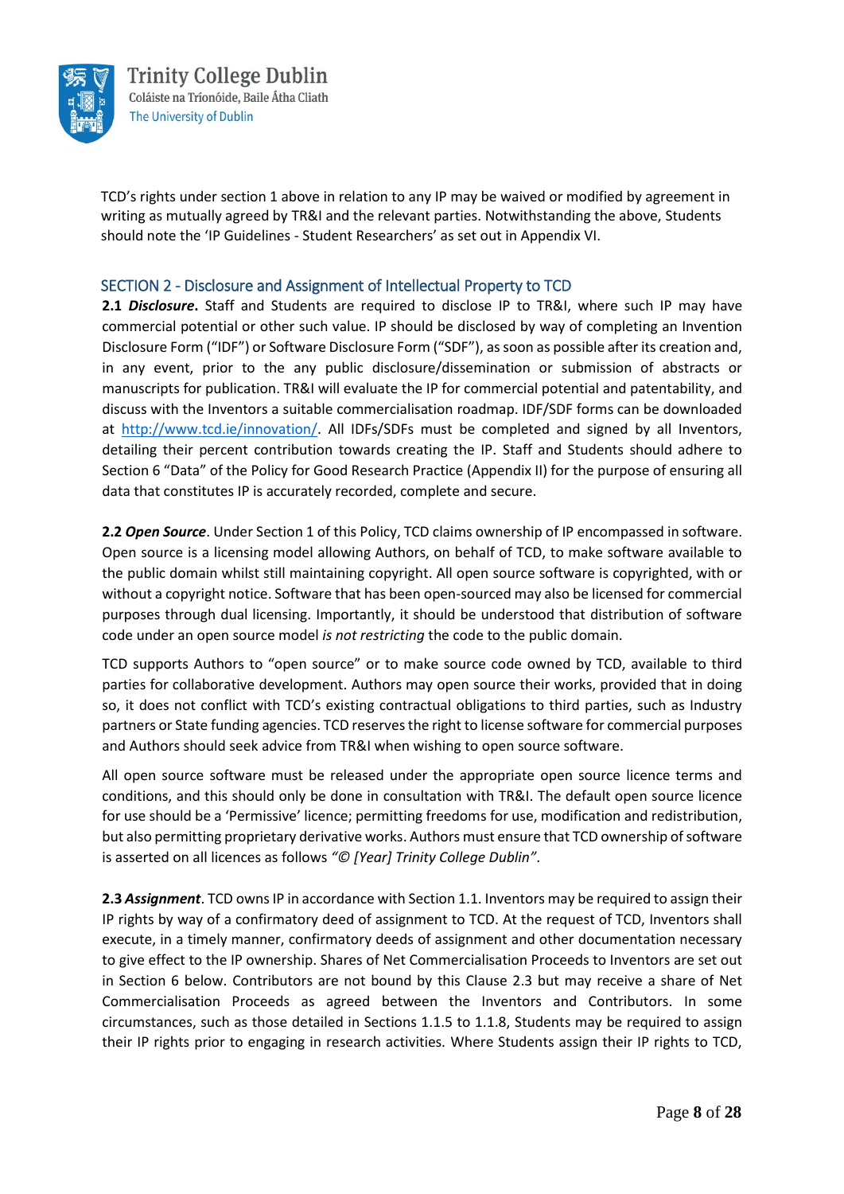TCD's rights under section 1 above in relation to any IP may be waived or modified by agreement in writing as mutually agreed by TR&I and the relevant parties. Notwithstanding the above, Students should note the 'IP Guidelines - Student Researchers' as set out in Appendix VI.

## SECTION 2 - Disclosure and Assignment of Intellectual Property to TCD

**2.1** ***Disclosure*****.** Staff and Students are required to disclose IP to TR&I, where such IP may have commercial potential or other such value. IP should be disclosed by way of completing an Invention Disclosure Form ("IDF") or Software Disclosure Form ("SDF"), as soon as possible after its creation and, in any event, prior to the any public disclosure/dissemination or submission of abstracts or manuscripts for publication. TR&I will evaluate the IP for commercial potential and patentability, and discuss with the Inventors a suitable commercialisation roadmap. IDF/SDF forms can be downloaded at [http://www.tcd.ie/innovation/](http://www.tcd.ie/innovation/). All IDFs/SDFs must be completed and signed by all Inventors, detailing their percent contribution towards creating the IP. Staff and Students should adhere to Section 6 "Data" of the Policy for Good Research Practice (Appendix II) for the purpose of ensuring all data that constitutes IP is accurately recorded, complete and secure.

**2.2** ***Open Source***. Under Section 1 of this Policy, TCD claims ownership of IP encompassed in software. Open source is a licensing model allowing Authors, on behalf of TCD, to make software available to the public domain whilst still maintaining copyright. All open source software is copyrighted, with or without a copyright notice. Software that has been open-sourced may also be licensed for commercial purposes through dual licensing. Importantly, it should be understood that distribution of software code under an open source model *is not restricting* the code to the public domain.

TCD supports Authors to "open source" or to make source code owned by TCD, available to third parties for collaborative development. Authors may open source their works, provided that in doing so, it does not conflict with TCD's existing contractual obligations to third parties, such as Industry partners or State funding agencies. TCD reserves the right to license software for commercial purposes and Authors should seek advice from TR&I when wishing to open source software.

All open source software must be released under the appropriate open source licence terms and conditions, and this should only be done in consultation with TR&I. The default open source licence for use should be a 'Permissive' licence; permitting freedoms for use, modification and redistribution, but also permitting proprietary derivative works. Authors must ensure that TCD ownership of software is asserted on all licences as follows *"© [Year] Trinity College Dublin"*.

**2.3** ***Assignment***. TCD owns IP in accordance with Section 1.1. Inventors may be required to assign their IP rights by way of a confirmatory deed of assignment to TCD. At the request of TCD, Inventors shall execute, in a timely manner, confirmatory deeds of assignment and other documentation necessary to give effect to the IP ownership. Shares of Net Commercialisation Proceeds to Inventors are set out in Section 6 below. Contributors are not bound by this Clause 2.3 but may receive a share of Net Commercialisation Proceeds as agreed between the Inventors and Contributors. In some circumstances, such as those detailed in Sections 1.1.5 to 1.1.8, Students may be required to assign their IP rights prior to engaging in research activities. Where Students assign their IP rights to TCD,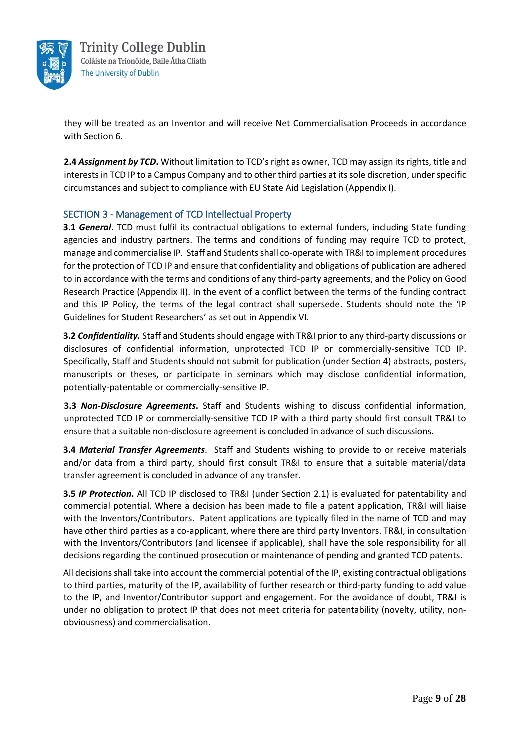they will be treated as an Inventor and will receive Net Commercialisation Proceeds in accordance with Section 6.

**2.4** ***Assignment by TCD*.** Without limitation to TCD's right as owner, TCD may assign its rights, title and interests in TCD IP to a Campus Company and to other third parties at its sole discretion, under specific circumstances and subject to compliance with EU State Aid Legislation (Appendix I).

## SECTION 3 - Management of TCD Intellectual Property

**3.1** ***General***. TCD must fulfil its contractual obligations to external funders, including State funding agencies and industry partners. The terms and conditions of funding may require TCD to protect, manage and commercialise IP. Staff and Students shall co-operate with TR&I to implement procedures for the protection of TCD IP and ensure that confidentiality and obligations of publication are adhered to in accordance with the terms and conditions of any third-party agreements, and the Policy on Good Research Practice (Appendix II). In the event of a conflict between the terms of the funding contract and this IP Policy, the terms of the legal contract shall supersede. Students should note the 'IP Guidelines for Student Researchers' as set out in Appendix VI.

**3.2** ***Confidentiality.*** Staff and Students should engage with TR&I prior to any third-party discussions or disclosures of confidential information, unprotected TCD IP or commercially-sensitive TCD IP. Specifically, Staff and Students should not submit for publication (under Section 4) abstracts, posters, manuscripts or theses, or participate in seminars which may disclose confidential information, potentially-patentable or commercially-sensitive IP.

**3.3** ***Non-Disclosure Agreements*.** Staff and Students wishing to discuss confidential information, unprotected TCD IP or commercially-sensitive TCD IP with a third party should first consult TR&I to ensure that a suitable non-disclosure agreement is concluded in advance of such discussions.

**3.4** ***Material Transfer Agreements***. Staff and Students wishing to provide to or receive materials and/or data from a third party, should first consult TR&I to ensure that a suitable material/data transfer agreement is concluded in advance of any transfer.

**3.5** ***IP Protection*.** All TCD IP disclosed to TR&I (under Section 2.1) is evaluated for patentability and commercial potential. Where a decision has been made to file a patent application, TR&I will liaise with the Inventors/Contributors. Patent applications are typically filed in the name of TCD and may have other third parties as a co-applicant, where there are third party Inventors. TR&I, in consultation with the Inventors/Contributors (and licensee if applicable), shall have the sole responsibility for all decisions regarding the continued prosecution or maintenance of pending and granted TCD patents.

All decisions shall take into account the commercial potential of the IP, existing contractual obligations to third parties, maturity of the IP, availability of further research or third-party funding to add value to the IP, and Inventor/Contributor support and engagement. For the avoidance of doubt, TR&I is under no obligation to protect IP that does not meet criteria for patentability (novelty, utility, non-obviousness) and commercialisation.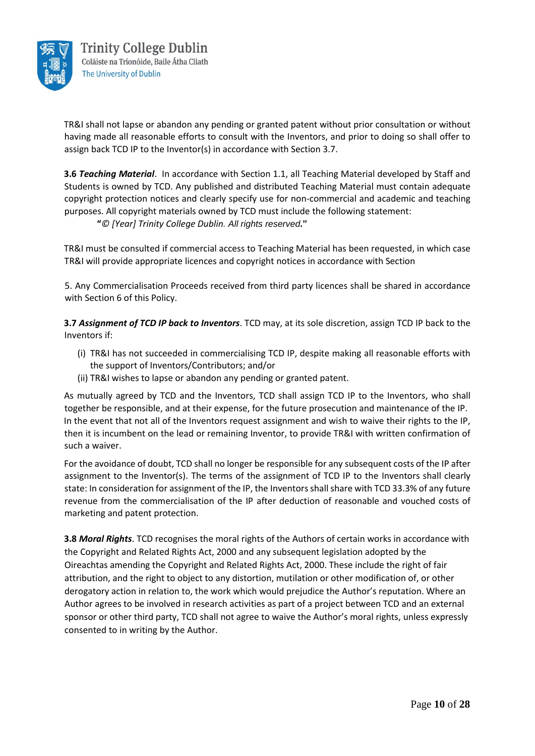TR&I shall not lapse or abandon any pending or granted patent without prior consultation or without having made all reasonable efforts to consult with the Inventors, and prior to doing so shall offer to assign back TCD IP to the Inventor(s) in accordance with Section 3.7.

**3.6** ***Teaching Material***. In accordance with Section 1.1, all Teaching Material developed by Staff and Students is owned by TCD. Any published and distributed Teaching Material must contain adequate copyright protection notices and clearly specify use for non-commercial and academic and teaching purposes. All copyright materials owned by TCD must include the following statement:

> **"***© [Year] Trinity College Dublin. All rights reserved***."**

TR&I must be consulted if commercial access to Teaching Material has been requested, in which case TR&I will provide appropriate licences and copyright notices in accordance with Section

5. Any Commercialisation Proceeds received from third party licences shall be shared in accordance with Section 6 of this Policy.

**3.7** ***Assignment of TCD IP back to Inventors***. TCD may, at its sole discretion, assign TCD IP back to the Inventors if:

(i) TR&I has not succeeded in commercialising TCD IP, despite making all reasonable efforts with the support of Inventors/Contributors; and/or
(ii) TR&I wishes to lapse or abandon any pending or granted patent.

As mutually agreed by TCD and the Inventors, TCD shall assign TCD IP to the Inventors, who shall together be responsible, and at their expense, for the future prosecution and maintenance of the IP. In the event that not all of the Inventors request assignment and wish to waive their rights to the IP, then it is incumbent on the lead or remaining Inventor, to provide TR&I with written confirmation of such a waiver.

For the avoidance of doubt, TCD shall no longer be responsible for any subsequent costs of the IP after assignment to the Inventor(s). The terms of the assignment of TCD IP to the Inventors shall clearly state: In consideration for assignment of the IP, the Inventors shall share with TCD 33.3% of any future revenue from the commercialisation of the IP after deduction of reasonable and vouched costs of marketing and patent protection.

**3.8** ***Moral Rights***. TCD recognises the moral rights of the Authors of certain works in accordance with the Copyright and Related Rights Act, 2000 and any subsequent legislation adopted by the Oireachtas amending the Copyright and Related Rights Act, 2000. These include the right of fair attribution, and the right to object to any distortion, mutilation or other modification of, or other derogatory action in relation to, the work which would prejudice the Author's reputation. Where an Author agrees to be involved in research activities as part of a project between TCD and an external sponsor or other third party, TCD shall not agree to waive the Author's moral rights, unless expressly consented to in writing by the Author.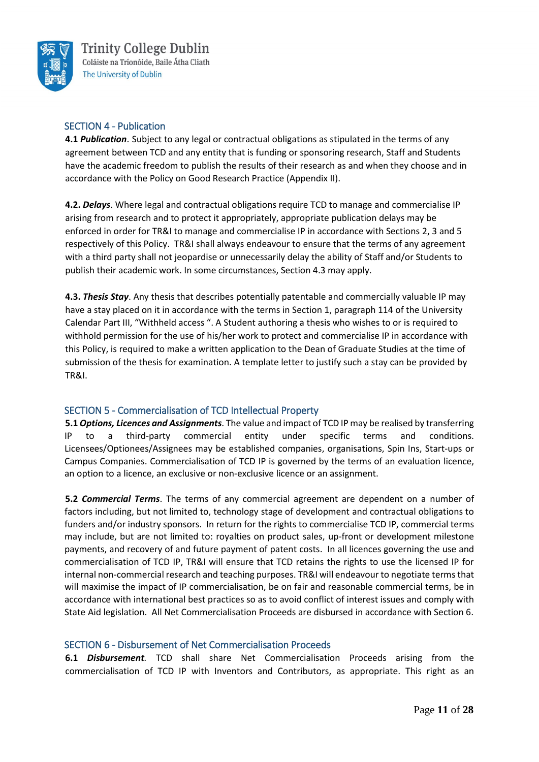## SECTION 4 - Publication

**4.1** ***Publication***. Subject to any legal or contractual obligations as stipulated in the terms of any agreement between TCD and any entity that is funding or sponsoring research, Staff and Students have the academic freedom to publish the results of their research as and when they choose and in accordance with the Policy on Good Research Practice (Appendix II).

**4.2.** ***Delays***. Where legal and contractual obligations require TCD to manage and commercialise IP arising from research and to protect it appropriately, appropriate publication delays may be enforced in order for TR&I to manage and commercialise IP in accordance with Sections 2, 3 and 5 respectively of this Policy. TR&I shall always endeavour to ensure that the terms of any agreement with a third party shall not jeopardise or unnecessarily delay the ability of Staff and/or Students to publish their academic work. In some circumstances, Section 4.3 may apply.

**4.3.** ***Thesis Stay***. Any thesis that describes potentially patentable and commercially valuable IP may have a stay placed on it in accordance with the terms in Section 1, paragraph 114 of the University Calendar Part III, "Withheld access ". A Student authoring a thesis who wishes to or is required to withhold permission for the use of his/her work to protect and commercialise IP in accordance with this Policy, is required to make a written application to the Dean of Graduate Studies at the time of submission of the thesis for examination. A template letter to justify such a stay can be provided by TR&I.

## SECTION 5 - Commercialisation of TCD Intellectual Property

**5.1** ***Options, Licences and Assignments***. The value and impact of TCD IP may be realised by transferring IP to a third-party commercial entity under specific terms and conditions. Licensees/Optionees/Assignees may be established companies, organisations, Spin Ins, Start-ups or Campus Companies. Commercialisation of TCD IP is governed by the terms of an evaluation licence, an option to a licence, an exclusive or non-exclusive licence or an assignment.

**5.2** ***Commercial Terms***. The terms of any commercial agreement are dependent on a number of factors including, but not limited to, technology stage of development and contractual obligations to funders and/or industry sponsors. In return for the rights to commercialise TCD IP, commercial terms may include, but are not limited to: royalties on product sales, up-front or development milestone payments, and recovery of and future payment of patent costs. In all licences governing the use and commercialisation of TCD IP, TR&I will ensure that TCD retains the rights to use the licensed IP for internal non-commercial research and teaching purposes. TR&I will endeavour to negotiate terms that will maximise the impact of IP commercialisation, be on fair and reasonable commercial terms, be in accordance with international best practices so as to avoid conflict of interest issues and comply with State Aid legislation. All Net Commercialisation Proceeds are disbursed in accordance with Section 6.

## SECTION 6 - Disbursement of Net Commercialisation Proceeds

**6.1** ***Disbursement***. TCD shall share Net Commercialisation Proceeds arising from the commercialisation of TCD IP with Inventors and Contributors, as appropriate. This right as an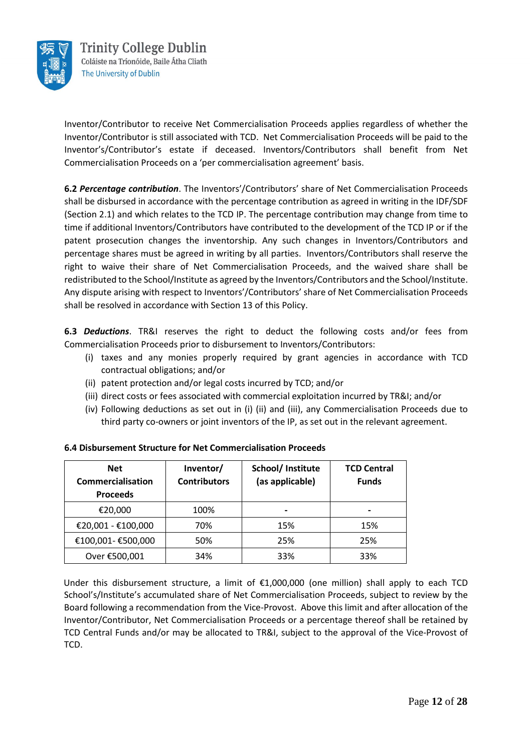Inventor/Contributor to receive Net Commercialisation Proceeds applies regardless of whether the Inventor/Contributor is still associated with TCD. Net Commercialisation Proceeds will be paid to the Inventor's/Contributor's estate if deceased. Inventors/Contributors shall benefit from Net Commercialisation Proceeds on a 'per commercialisation agreement' basis.

**6.2** ***Percentage contribution***. The Inventors'/Contributors' share of Net Commercialisation Proceeds shall be disbursed in accordance with the percentage contribution as agreed in writing in the IDF/SDF (Section 2.1) and which relates to the TCD IP. The percentage contribution may change from time to time if additional Inventors/Contributors have contributed to the development of the TCD IP or if the patent prosecution changes the inventorship. Any such changes in Inventors/Contributors and percentage shares must be agreed in writing by all parties. Inventors/Contributors shall reserve the right to waive their share of Net Commercialisation Proceeds, and the waived share shall be redistributed to the School/Institute as agreed by the Inventors/Contributors and the School/Institute. Any dispute arising with respect to Inventors'/Contributors' share of Net Commercialisation Proceeds shall be resolved in accordance with Section 13 of this Policy.

**6.3** ***Deductions***. TR&I reserves the right to deduct the following costs and/or fees from Commercialisation Proceeds prior to disbursement to Inventors/Contributors:

(i) taxes and any monies properly required by grant agencies in accordance with TCD contractual obligations; and/or

(ii) patent protection and/or legal costs incurred by TCD; and/or

(iii) direct costs or fees associated with commercial exploitation incurred by TR&I; and/or

(iv) Following deductions as set out in (i) (ii) and (iii), any Commercialisation Proceeds due to third party co-owners or joint inventors of the IP, as set out in the relevant agreement.

**6.4 Disbursement Structure for Net Commercialisation Proceeds**

| Net Commercialisation Proceeds | Inventor/ Contributors | School/ Institute (as applicable) | TCD Central Funds |
|---|---|---|---|
| €20,000 | 100% | - | - |
| €20,001 - €100,000 | 70% | 15% | 15% |
| €100,001- €500,000 | 50% | 25% | 25% |
| Over €500,001 | 34% | 33% | 33% |

Under this disbursement structure, a limit of €1,000,000 (one million) shall apply to each TCD School's/Institute's accumulated share of Net Commercialisation Proceeds, subject to review by the Board following a recommendation from the Vice-Provost. Above this limit and after allocation of the Inventor/Contributor, Net Commercialisation Proceeds or a percentage thereof shall be retained by TCD Central Funds and/or may be allocated to TR&I, subject to the approval of the Vice-Provost of TCD.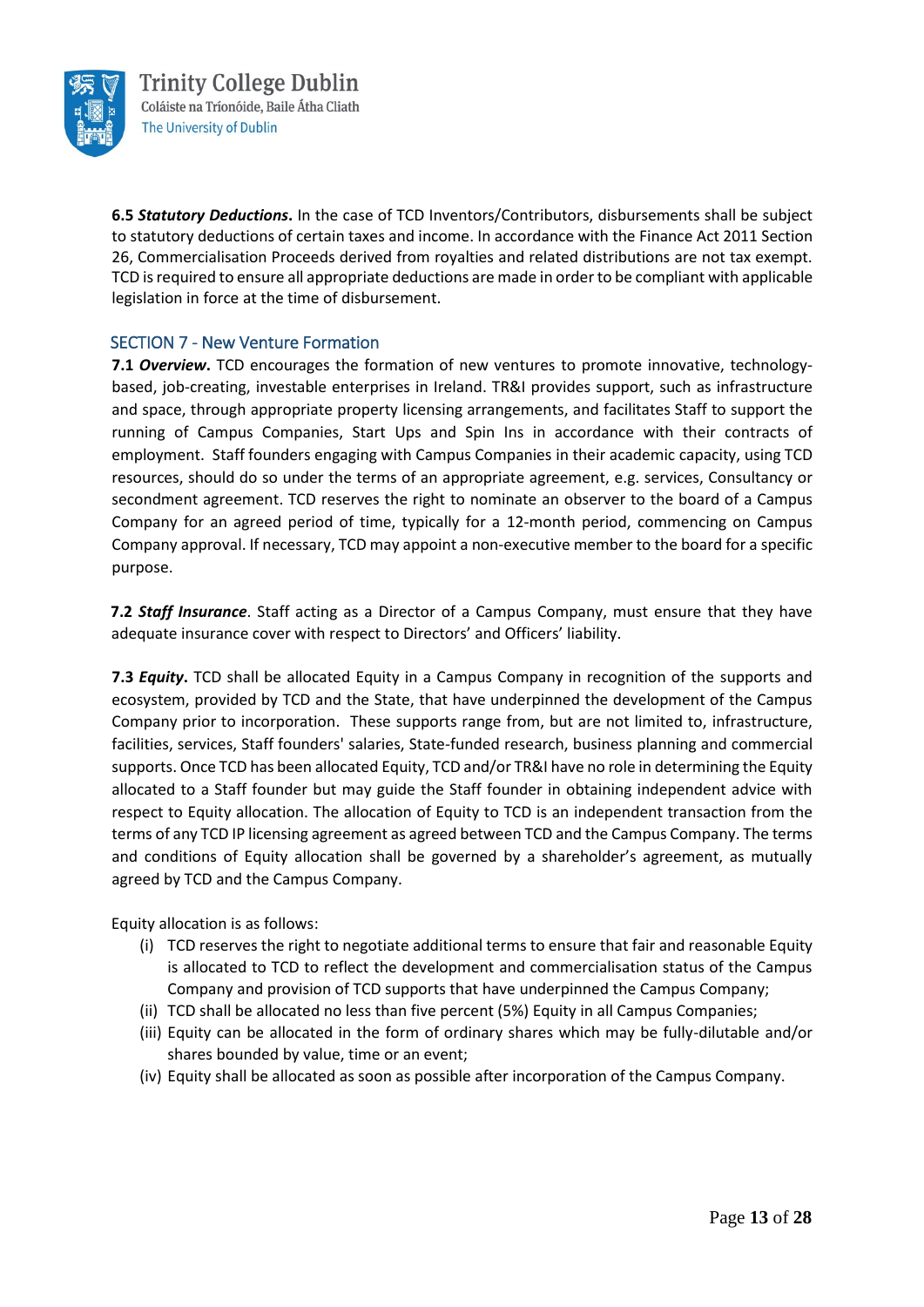**6.5 *Statutory Deductions*.** In the case of TCD Inventors/Contributors, disbursements shall be subject to statutory deductions of certain taxes and income. In accordance with the Finance Act 2011 Section 26, Commercialisation Proceeds derived from royalties and related distributions are not tax exempt. TCD is required to ensure all appropriate deductions are made in order to be compliant with applicable legislation in force at the time of disbursement.

## SECTION 7 - New Venture Formation

**7.1 *Overview*.** TCD encourages the formation of new ventures to promote innovative, technology-based, job-creating, investable enterprises in Ireland. TR&I provides support, such as infrastructure and space, through appropriate property licensing arrangements, and facilitates Staff to support the running of Campus Companies, Start Ups and Spin Ins in accordance with their contracts of employment. Staff founders engaging with Campus Companies in their academic capacity, using TCD resources, should do so under the terms of an appropriate agreement, e.g. services, Consultancy or secondment agreement. TCD reserves the right to nominate an observer to the board of a Campus Company for an agreed period of time, typically for a 12-month period, commencing on Campus Company approval. If necessary, TCD may appoint a non-executive member to the board for a specific purpose.

**7.2 *Staff Insurance*.** Staff acting as a Director of a Campus Company, must ensure that they have adequate insurance cover with respect to Directors' and Officers' liability.

**7.3 *Equity*.** TCD shall be allocated Equity in a Campus Company in recognition of the supports and ecosystem, provided by TCD and the State, that have underpinned the development of the Campus Company prior to incorporation. These supports range from, but are not limited to, infrastructure, facilities, services, Staff founders' salaries, State-funded research, business planning and commercial supports. Once TCD has been allocated Equity, TCD and/or TR&I have no role in determining the Equity allocated to a Staff founder but may guide the Staff founder in obtaining independent advice with respect to Equity allocation. The allocation of Equity to TCD is an independent transaction from the terms of any TCD IP licensing agreement as agreed between TCD and the Campus Company. The terms and conditions of Equity allocation shall be governed by a shareholder's agreement, as mutually agreed by TCD and the Campus Company.

Equity allocation is as follows:

- (i) TCD reserves the right to negotiate additional terms to ensure that fair and reasonable Equity is allocated to TCD to reflect the development and commercialisation status of the Campus Company and provision of TCD supports that have underpinned the Campus Company;
- (ii) TCD shall be allocated no less than five percent (5%) Equity in all Campus Companies;
- (iii) Equity can be allocated in the form of ordinary shares which may be fully-dilutable and/or shares bounded by value, time or an event;
- (iv) Equity shall be allocated as soon as possible after incorporation of the Campus Company.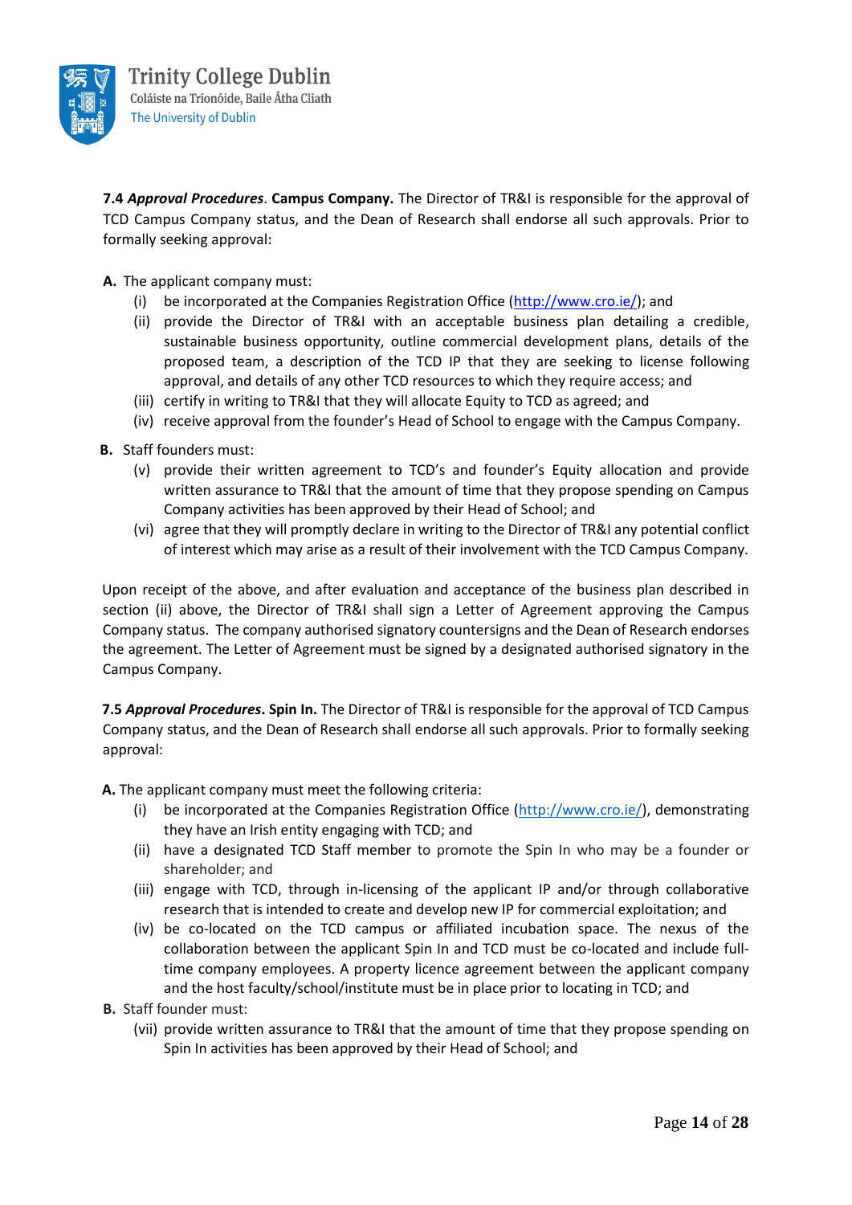**7.4** ***Approval Procedures*****. Campus Company.** The Director of TR&I is responsible for the approval of TCD Campus Company status, and the Dean of Research shall endorse all such approvals. Prior to formally seeking approval:

**A.** The applicant company must:

- (i) be incorporated at the Companies Registration Office (http://www.cro.ie/); and
- (ii) provide the Director of TR&I with an acceptable business plan detailing a credible, sustainable business opportunity, outline commercial development plans, details of the proposed team, a description of the TCD IP that they are seeking to license following approval, and details of any other TCD resources to which they require access; and
- (iii) certify in writing to TR&I that they will allocate Equity to TCD as agreed; and
- (iv) receive approval from the founder's Head of School to engage with the Campus Company.

**B.** Staff founders must:

- (v) provide their written agreement to TCD's and founder's Equity allocation and provide written assurance to TR&I that the amount of time that they propose spending on Campus Company activities has been approved by their Head of School; and
- (vi) agree that they will promptly declare in writing to the Director of TR&I any potential conflict of interest which may arise as a result of their involvement with the TCD Campus Company.

Upon receipt of the above, and after evaluation and acceptance of the business plan described in section (ii) above, the Director of TR&I shall sign a Letter of Agreement approving the Campus Company status. The company authorised signatory countersigns and the Dean of Research endorses the agreement. The Letter of Agreement must be signed by a designated authorised signatory in the Campus Company.

**7.5** ***Approval Procedures*****. Spin In.** The Director of TR&I is responsible for the approval of TCD Campus Company status, and the Dean of Research shall endorse all such approvals. Prior to formally seeking approval:

**A.** The applicant company must meet the following criteria:

- (i) be incorporated at the Companies Registration Office (http://www.cro.ie/), demonstrating they have an Irish entity engaging with TCD; and
- (ii) have a designated TCD Staff member to promote the Spin In who may be a founder or shareholder; and
- (iii) engage with TCD, through in-licensing of the applicant IP and/or through collaborative research that is intended to create and develop new IP for commercial exploitation; and
- (iv) be co-located on the TCD campus or affiliated incubation space. The nexus of the collaboration between the applicant Spin In and TCD must be co-located and include full-time company employees. A property licence agreement between the applicant company and the host faculty/school/institute must be in place prior to locating in TCD; and

**B.** Staff founder must:

- (vii) provide written assurance to TR&I that the amount of time that they propose spending on Spin In activities has been approved by their Head of School; and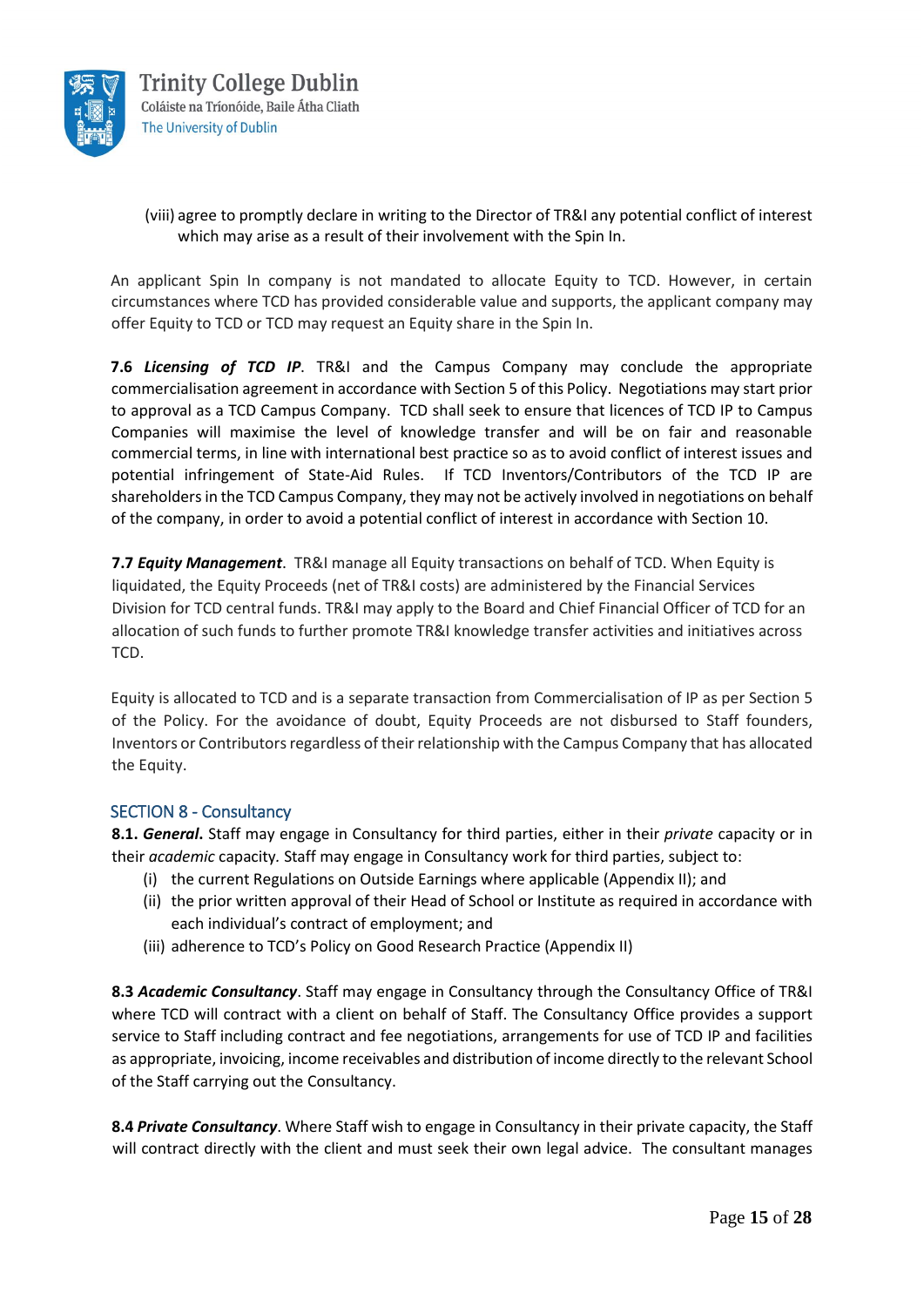(viii) agree to promptly declare in writing to the Director of TR&I any potential conflict of interest which may arise as a result of their involvement with the Spin In.

An applicant Spin In company is not mandated to allocate Equity to TCD. However, in certain circumstances where TCD has provided considerable value and supports, the applicant company may offer Equity to TCD or TCD may request an Equity share in the Spin In.

**7.6** ***Licensing of TCD IP***. TR&I and the Campus Company may conclude the appropriate commercialisation agreement in accordance with Section 5 of this Policy. Negotiations may start prior to approval as a TCD Campus Company. TCD shall seek to ensure that licences of TCD IP to Campus Companies will maximise the level of knowledge transfer and will be on fair and reasonable commercial terms, in line with international best practice so as to avoid conflict of interest issues and potential infringement of State-Aid Rules. If TCD Inventors/Contributors of the TCD IP are shareholders in the TCD Campus Company, they may not be actively involved in negotiations on behalf of the company, in order to avoid a potential conflict of interest in accordance with Section 10.

**7.7** ***Equity Management***. TR&I manage all Equity transactions on behalf of TCD. When Equity is liquidated, the Equity Proceeds (net of TR&I costs) are administered by the Financial Services Division for TCD central funds. TR&I may apply to the Board and Chief Financial Officer of TCD for an allocation of such funds to further promote TR&I knowledge transfer activities and initiatives across TCD.

Equity is allocated to TCD and is a separate transaction from Commercialisation of IP as per Section 5 of the Policy. For the avoidance of doubt, Equity Proceeds are not disbursed to Staff founders, Inventors or Contributors regardless of their relationship with the Campus Company that has allocated the Equity.

## SECTION 8 - Consultancy

**8.1.** ***General***. Staff may engage in Consultancy for third parties, either in their *private* capacity or in their *academic* capacity. Staff may engage in Consultancy work for third parties, subject to:

(i) the current Regulations on Outside Earnings where applicable (Appendix II); and
(ii) the prior written approval of their Head of School or Institute as required in accordance with each individual's contract of employment; and
(iii) adherence to TCD's Policy on Good Research Practice (Appendix II)

**8.3** ***Academic Consultancy***. Staff may engage in Consultancy through the Consultancy Office of TR&I where TCD will contract with a client on behalf of Staff. The Consultancy Office provides a support service to Staff including contract and fee negotiations, arrangements for use of TCD IP and facilities as appropriate, invoicing, income receivables and distribution of income directly to the relevant School of the Staff carrying out the Consultancy.

**8.4** ***Private Consultancy***. Where Staff wish to engage in Consultancy in their private capacity, the Staff will contract directly with the client and must seek their own legal advice. The consultant manages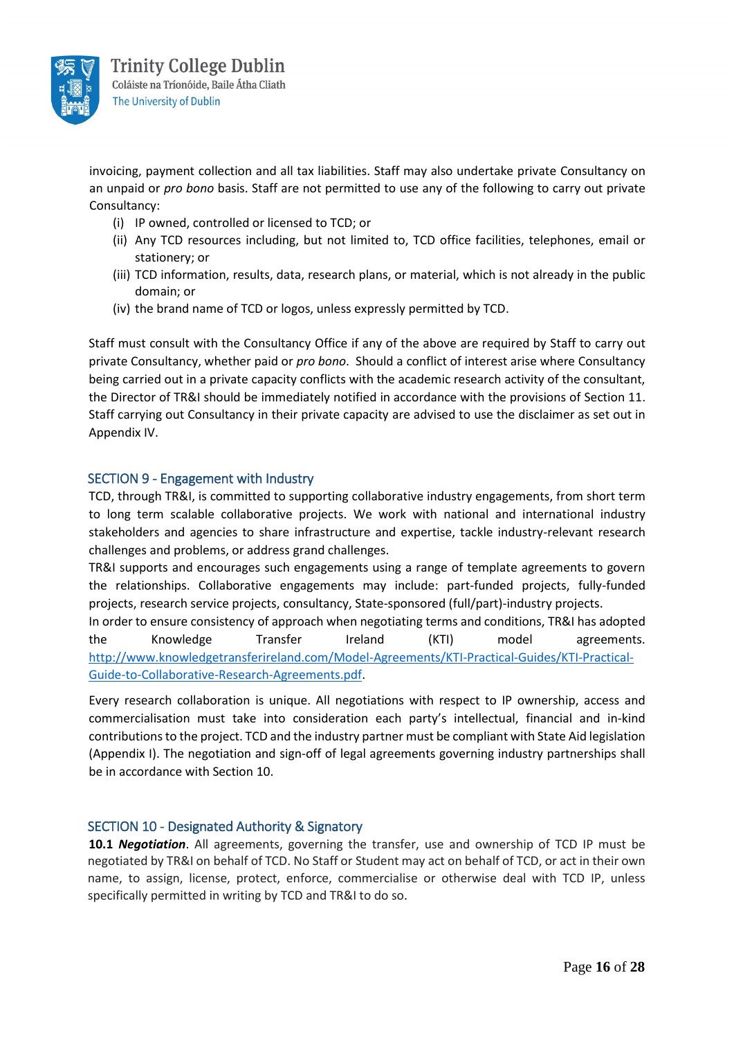invoicing, payment collection and all tax liabilities. Staff may also undertake private Consultancy on an unpaid or *pro bono* basis. Staff are not permitted to use any of the following to carry out private Consultancy:

(i) IP owned, controlled or licensed to TCD; or
(ii) Any TCD resources including, but not limited to, TCD office facilities, telephones, email or stationery; or
(iii) TCD information, results, data, research plans, or material, which is not already in the public domain; or
(iv) the brand name of TCD or logos, unless expressly permitted by TCD.

Staff must consult with the Consultancy Office if any of the above are required by Staff to carry out private Consultancy, whether paid or *pro bono*. Should a conflict of interest arise where Consultancy being carried out in a private capacity conflicts with the academic research activity of the consultant, the Director of TR&I should be immediately notified in accordance with the provisions of Section 11. Staff carrying out Consultancy in their private capacity are advised to use the disclaimer as set out in Appendix IV.

## SECTION 9 - Engagement with Industry

TCD, through TR&I, is committed to supporting collaborative industry engagements, from short term to long term scalable collaborative projects. We work with national and international industry stakeholders and agencies to share infrastructure and expertise, tackle industry-relevant research challenges and problems, or address grand challenges.

TR&I supports and encourages such engagements using a range of template agreements to govern the relationships. Collaborative engagements may include: part-funded projects, fully-funded projects, research service projects, consultancy, State-sponsored (full/part)-industry projects.

In order to ensure consistency of approach when negotiating terms and conditions, TR&I has adopted the Knowledge Transfer Ireland (KTI) model agreements. http://www.knowledgetransferireland.com/Model-Agreements/KTI-Practical-Guides/KTI-Practical-Guide-to-Collaborative-Research-Agreements.pdf.

Every research collaboration is unique. All negotiations with respect to IP ownership, access and commercialisation must take into consideration each party's intellectual, financial and in-kind contributions to the project. TCD and the industry partner must be compliant with State Aid legislation (Appendix I). The negotiation and sign-off of legal agreements governing industry partnerships shall be in accordance with Section 10.

## SECTION 10 - Designated Authority & Signatory

**10.1** ***Negotiation***. All agreements, governing the transfer, use and ownership of TCD IP must be negotiated by TR&I on behalf of TCD. No Staff or Student may act on behalf of TCD, or act in their own name, to assign, license, protect, enforce, commercialise or otherwise deal with TCD IP, unless specifically permitted in writing by TCD and TR&I to do so.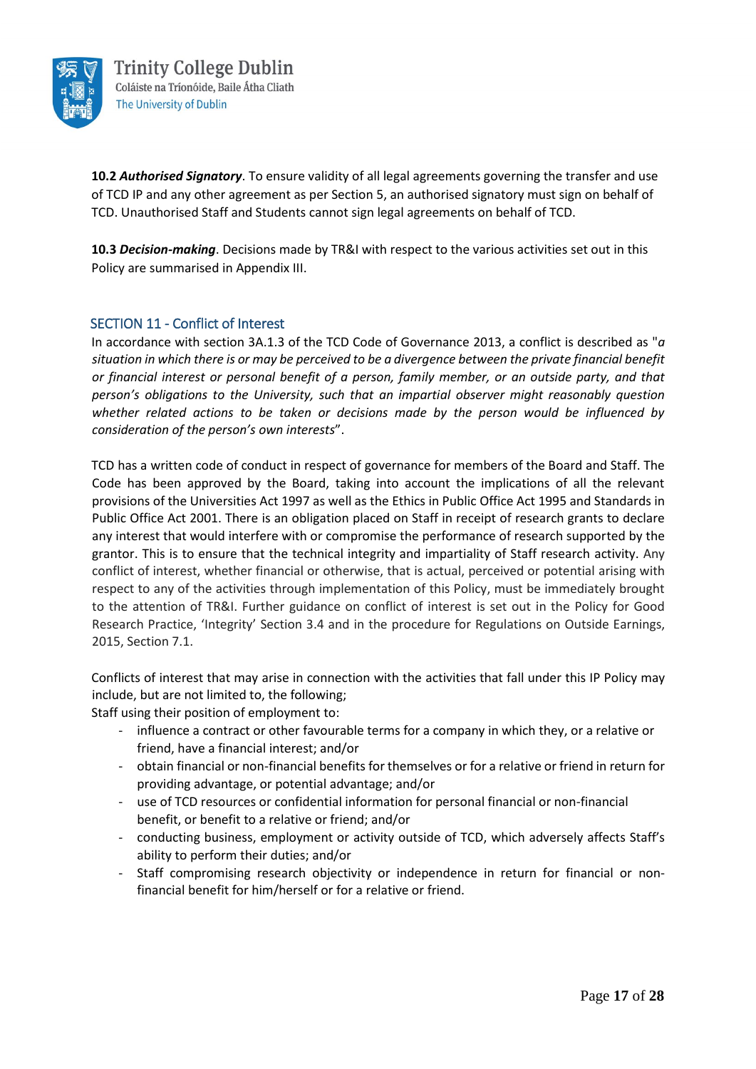**10.2 *Authorised Signatory***. To ensure validity of all legal agreements governing the transfer and use of TCD IP and any other agreement as per Section 5, an authorised signatory must sign on behalf of TCD. Unauthorised Staff and Students cannot sign legal agreements on behalf of TCD.

**10.3 *Decision-making***. Decisions made by TR&I with respect to the various activities set out in this Policy are summarised in Appendix III.

## SECTION 11 - Conflict of Interest

In accordance with section 3A.1.3 of the TCD Code of Governance 2013, a conflict is described as "*a situation in which there is or may be perceived to be a divergence between the private financial benefit or financial interest or personal benefit of a person, family member, or an outside party, and that person's obligations to the University, such that an impartial observer might reasonably question whether related actions to be taken or decisions made by the person would be influenced by consideration of the person's own interests*".

TCD has a written code of conduct in respect of governance for members of the Board and Staff. The Code has been approved by the Board, taking into account the implications of all the relevant provisions of the Universities Act 1997 as well as the Ethics in Public Office Act 1995 and Standards in Public Office Act 2001. There is an obligation placed on Staff in receipt of research grants to declare any interest that would interfere with or compromise the performance of research supported by the grantor. This is to ensure that the technical integrity and impartiality of Staff research activity. Any conflict of interest, whether financial or otherwise, that is actual, perceived or potential arising with respect to any of the activities through implementation of this Policy, must be immediately brought to the attention of TR&I. Further guidance on conflict of interest is set out in the Policy for Good Research Practice, 'Integrity' Section 3.4 and in the procedure for Regulations on Outside Earnings, 2015, Section 7.1.

Conflicts of interest that may arise in connection with the activities that fall under this IP Policy may include, but are not limited to, the following;
Staff using their position of employment to:

- influence a contract or other favourable terms for a company in which they, or a relative or friend, have a financial interest; and/or
- obtain financial or non-financial benefits for themselves or for a relative or friend in return for providing advantage, or potential advantage; and/or
- use of TCD resources or confidential information for personal financial or non-financial benefit, or benefit to a relative or friend; and/or
- conducting business, employment or activity outside of TCD, which adversely affects Staff's ability to perform their duties; and/or
- Staff compromising research objectivity or independence in return for financial or non-financial benefit for him/herself or for a relative or friend.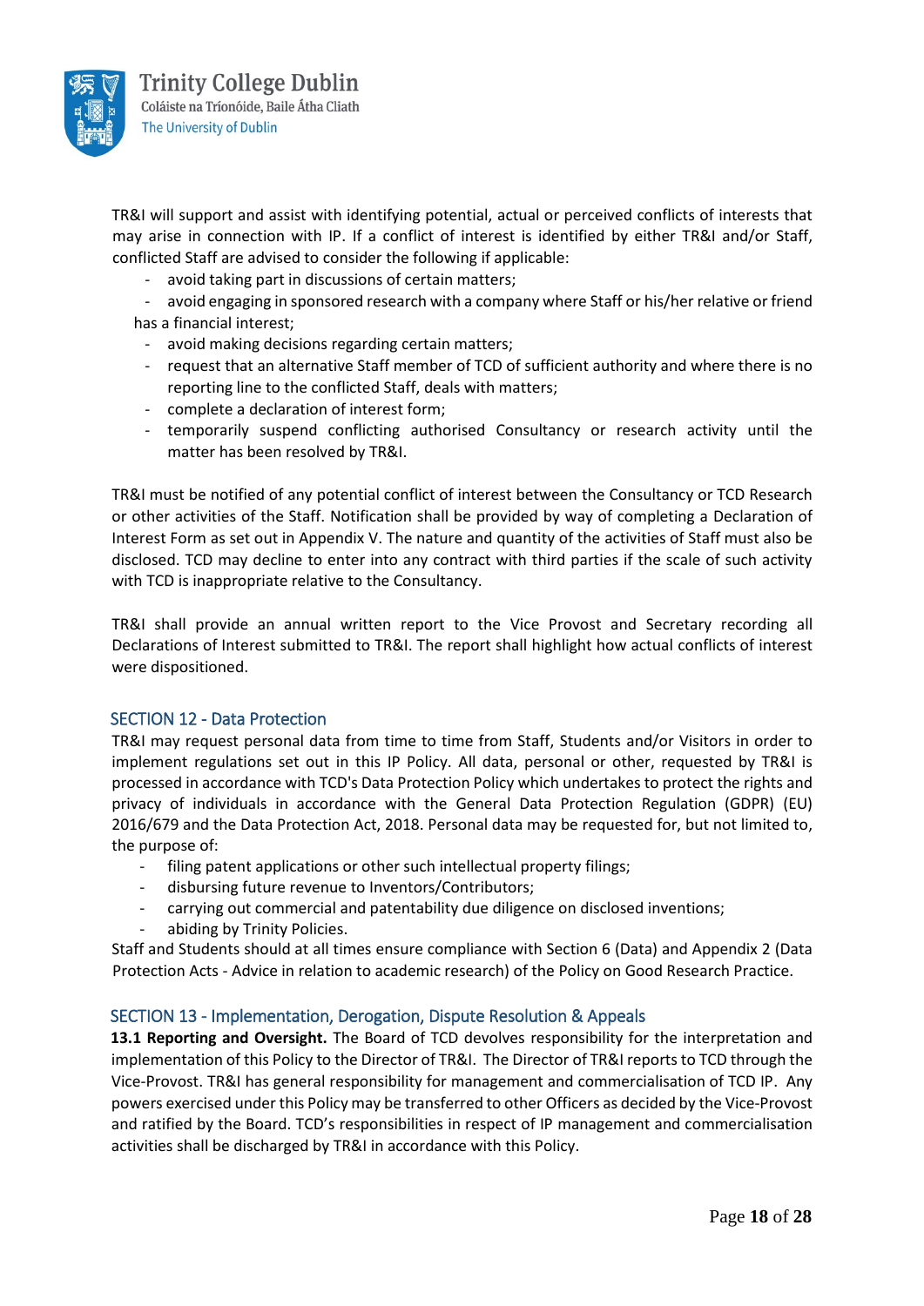TR&I will support and assist with identifying potential, actual or perceived conflicts of interests that may arise in connection with IP. If a conflict of interest is identified by either TR&I and/or Staff, conflicted Staff are advised to consider the following if applicable:

- avoid taking part in discussions of certain matters;
- avoid engaging in sponsored research with a company where Staff or his/her relative or friend has a financial interest;
- avoid making decisions regarding certain matters;
- request that an alternative Staff member of TCD of sufficient authority and where there is no reporting line to the conflicted Staff, deals with matters;
- complete a declaration of interest form;
- temporarily suspend conflicting authorised Consultancy or research activity until the matter has been resolved by TR&I.

TR&I must be notified of any potential conflict of interest between the Consultancy or TCD Research or other activities of the Staff. Notification shall be provided by way of completing a Declaration of Interest Form as set out in Appendix V. The nature and quantity of the activities of Staff must also be disclosed. TCD may decline to enter into any contract with third parties if the scale of such activity with TCD is inappropriate relative to the Consultancy.

TR&I shall provide an annual written report to the Vice Provost and Secretary recording all Declarations of Interest submitted to TR&I. The report shall highlight how actual conflicts of interest were dispositioned.

## SECTION 12 - Data Protection

TR&I may request personal data from time to time from Staff, Students and/or Visitors in order to implement regulations set out in this IP Policy. All data, personal or other, requested by TR&I is processed in accordance with TCD's Data Protection Policy which undertakes to protect the rights and privacy of individuals in accordance with the General Data Protection Regulation (GDPR) (EU) 2016/679 and the Data Protection Act, 2018. Personal data may be requested for, but not limited to, the purpose of:

- filing patent applications or other such intellectual property filings;
- disbursing future revenue to Inventors/Contributors;
- carrying out commercial and patentability due diligence on disclosed inventions;
- abiding by Trinity Policies.

Staff and Students should at all times ensure compliance with Section 6 (Data) and Appendix 2 (Data Protection Acts - Advice in relation to academic research) of the Policy on Good Research Practice.

## SECTION 13 - Implementation, Derogation, Dispute Resolution & Appeals

**13.1 Reporting and Oversight.** The Board of TCD devolves responsibility for the interpretation and implementation of this Policy to the Director of TR&I. The Director of TR&I reports to TCD through the Vice-Provost. TR&I has general responsibility for management and commercialisation of TCD IP. Any powers exercised under this Policy may be transferred to other Officers as decided by the Vice-Provost and ratified by the Board. TCD's responsibilities in respect of IP management and commercialisation activities shall be discharged by TR&I in accordance with this Policy.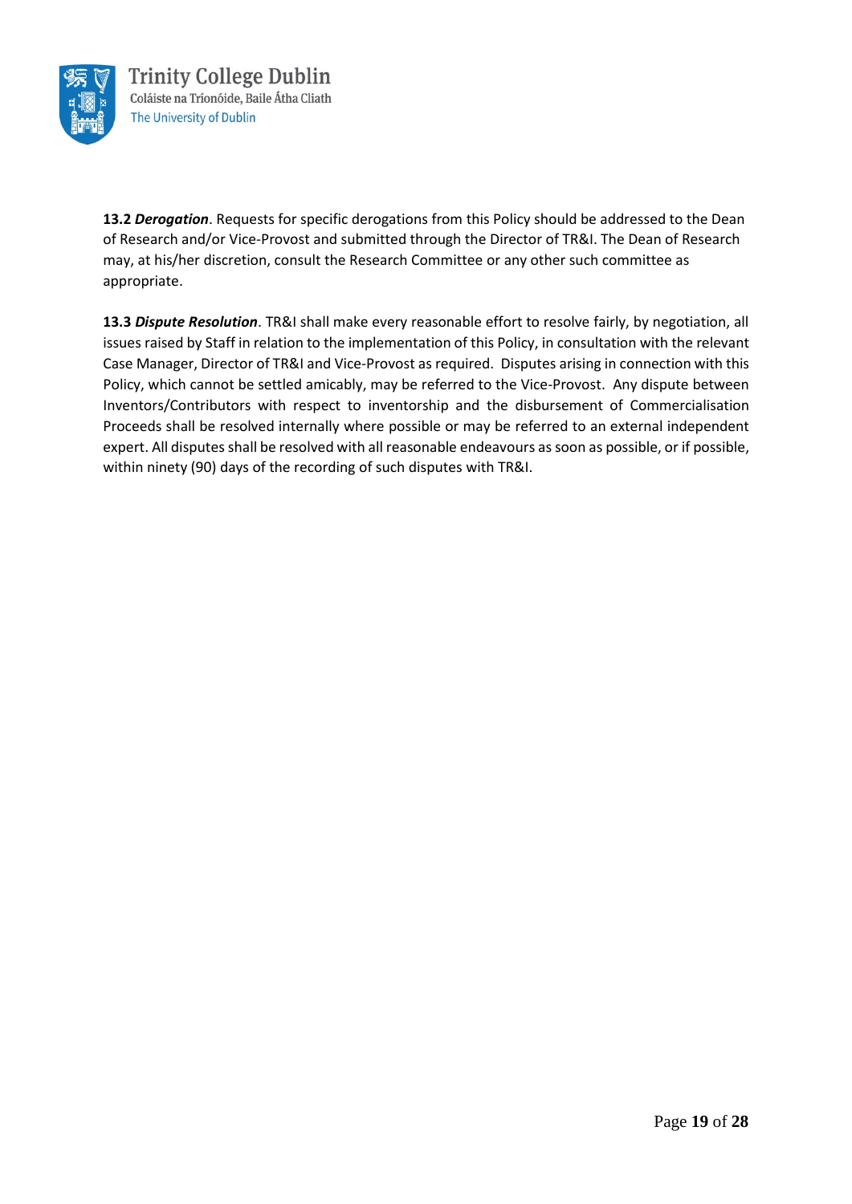**13.2 *Derogation*.** Requests for specific derogations from this Policy should be addressed to the Dean of Research and/or Vice-Provost and submitted through the Director of TR&I. The Dean of Research may, at his/her discretion, consult the Research Committee or any other such committee as appropriate.

**13.3 *Dispute Resolution*.** TR&I shall make every reasonable effort to resolve fairly, by negotiation, all issues raised by Staff in relation to the implementation of this Policy, in consultation with the relevant Case Manager, Director of TR&I and Vice-Provost as required. Disputes arising in connection with this Policy, which cannot be settled amicably, may be referred to the Vice-Provost. Any dispute between Inventors/Contributors with respect to inventorship and the disbursement of Commercialisation Proceeds shall be resolved internally where possible or may be referred to an external independent expert. All disputes shall be resolved with all reasonable endeavours as soon as possible, or if possible, within ninety (90) days of the recording of such disputes with TR&I.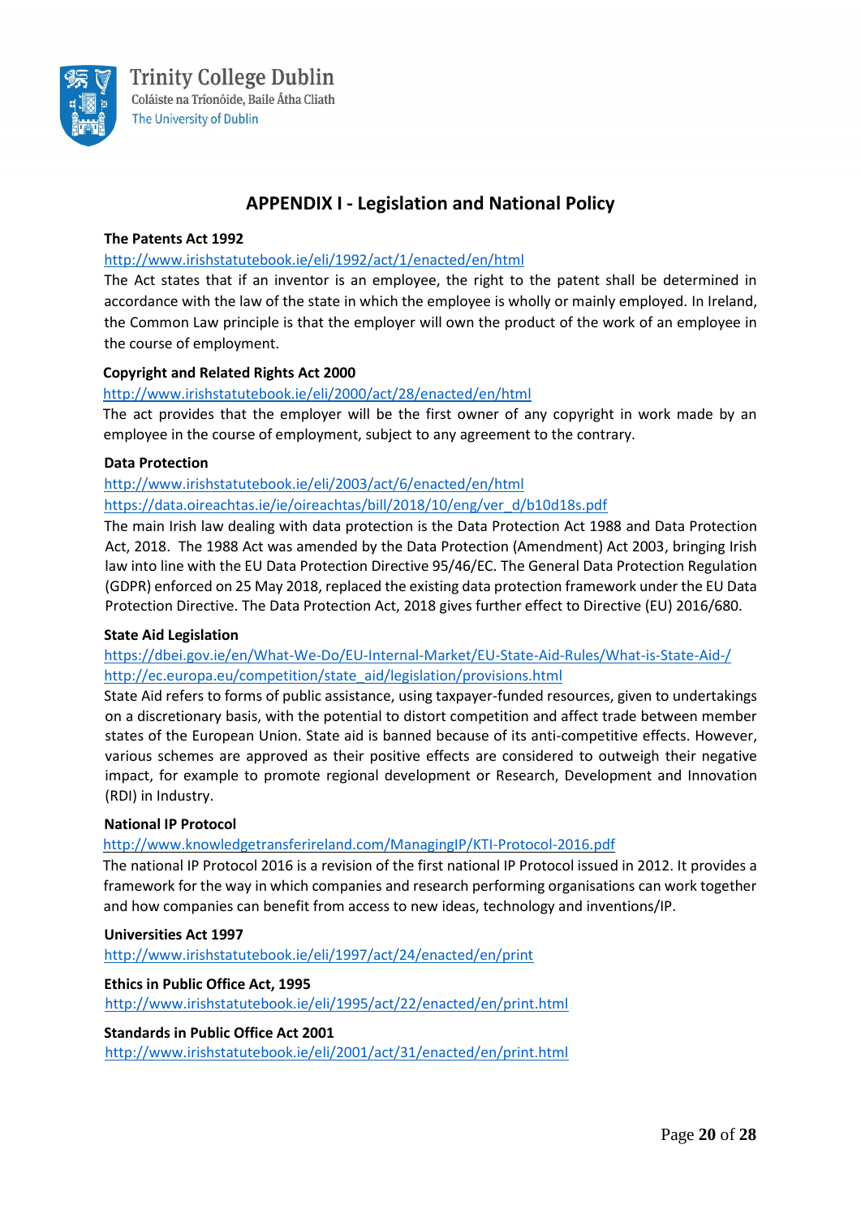## APPENDIX I - Legislation and National Policy

**The Patents Act 1992**

http://www.irishstatutebook.ie/eli/1992/act/1/enacted/en/html

The Act states that if an inventor is an employee, the right to the patent shall be determined in accordance with the law of the state in which the employee is wholly or mainly employed. In Ireland, the Common Law principle is that the employer will own the product of the work of an employee in the course of employment.

**Copyright and Related Rights Act 2000**

http://www.irishstatutebook.ie/eli/2000/act/28/enacted/en/html

The act provides that the employer will be the first owner of any copyright in work made by an employee in the course of employment, subject to any agreement to the contrary.

**Data Protection**

http://www.irishstatutebook.ie/eli/2003/act/6/enacted/en/html

https://data.oireachtas.ie/ie/oireachtas/bill/2018/10/eng/ver_d/b10d18s.pdf

The main Irish law dealing with data protection is the Data Protection Act 1988 and Data Protection Act, 2018. The 1988 Act was amended by the Data Protection (Amendment) Act 2003, bringing Irish law into line with the EU Data Protection Directive 95/46/EC. The General Data Protection Regulation (GDPR) enforced on 25 May 2018, replaced the existing data protection framework under the EU Data Protection Directive. The Data Protection Act, 2018 gives further effect to Directive (EU) 2016/680.

**State Aid Legislation**

https://dbei.gov.ie/en/What-We-Do/EU-Internal-Market/EU-State-Aid-Rules/What-is-State-Aid-/

http://ec.europa.eu/competition/state_aid/legislation/provisions.html

State Aid refers to forms of public assistance, using taxpayer-funded resources, given to undertakings on a discretionary basis, with the potential to distort competition and affect trade between member states of the European Union. State aid is banned because of its anti-competitive effects. However, various schemes are approved as their positive effects are considered to outweigh their negative impact, for example to promote regional development or Research, Development and Innovation (RDI) in Industry.

**National IP Protocol**

http://www.knowledgetransferireland.com/ManagingIP/KTI-Protocol-2016.pdf

The national IP Protocol 2016 is a revision of the first national IP Protocol issued in 2012. It provides a framework for the way in which companies and research performing organisations can work together and how companies can benefit from access to new ideas, technology and inventions/IP.

**Universities Act 1997**

http://www.irishstatutebook.ie/eli/1997/act/24/enacted/en/print

**Ethics in Public Office Act, 1995**

http://www.irishstatutebook.ie/eli/1995/act/22/enacted/en/print.html

**Standards in Public Office Act 2001**

http://www.irishstatutebook.ie/eli/2001/act/31/enacted/en/print.html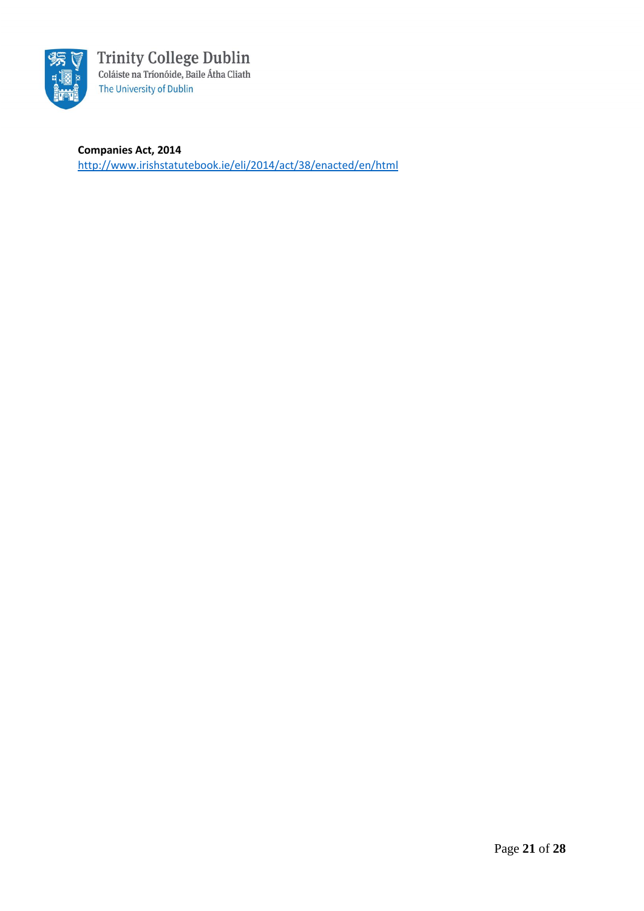**Companies Act, 2014**
http://www.irishstatutebook.ie/eli/2014/act/38/enacted/en/html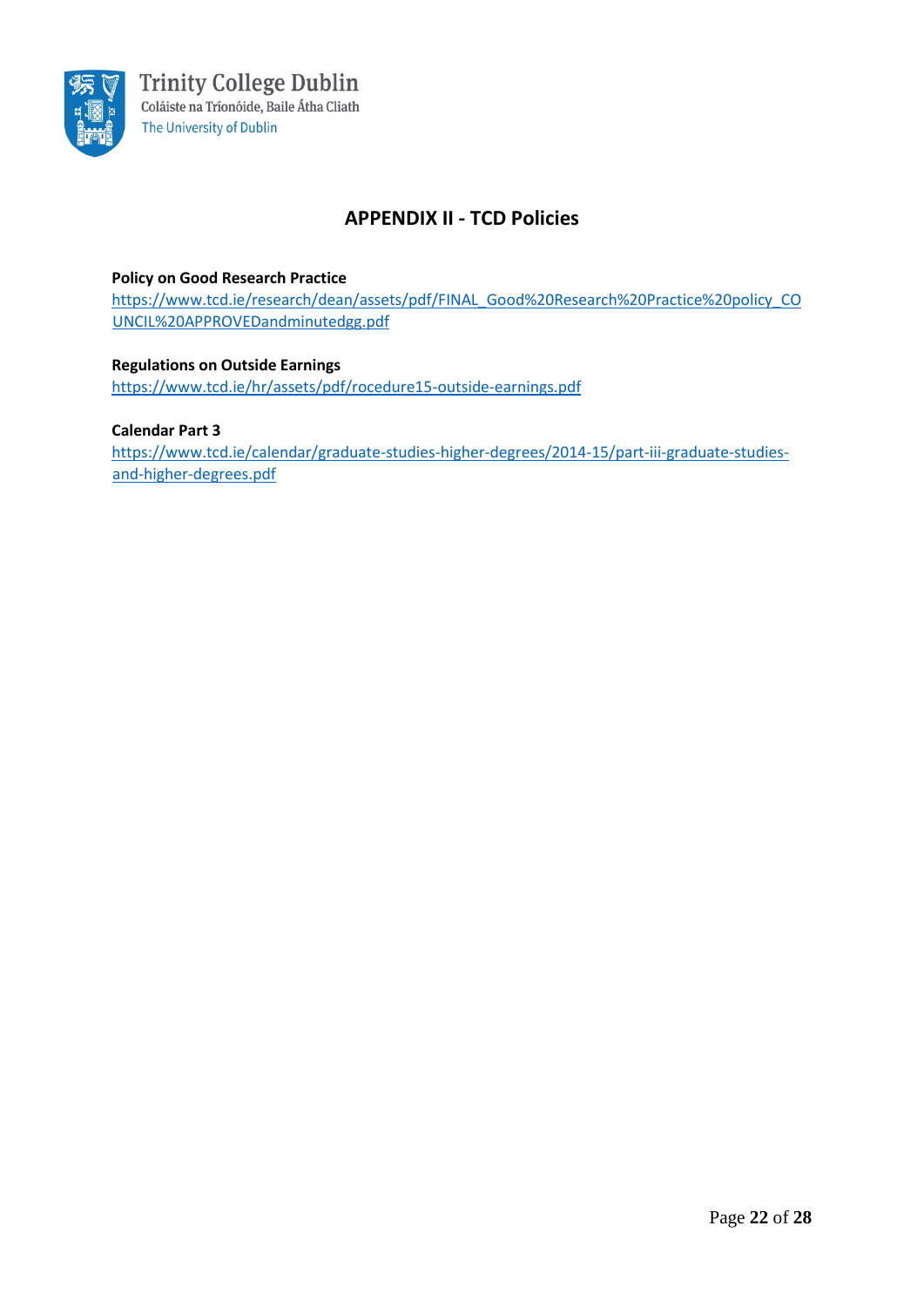## APPENDIX II - TCD Policies

**Policy on Good Research Practice**
https://www.tcd.ie/research/dean/assets/pdf/FINAL_Good%20Research%20Practice%20policy_COUNCIL%20APPROVEDandminutedgg.pdf

**Regulations on Outside Earnings**
https://www.tcd.ie/hr/assets/pdf/rocedure15-outside-earnings.pdf

**Calendar Part 3**
https://www.tcd.ie/calendar/graduate-studies-higher-degrees/2014-15/part-iii-graduate-studies-and-higher-degrees.pdf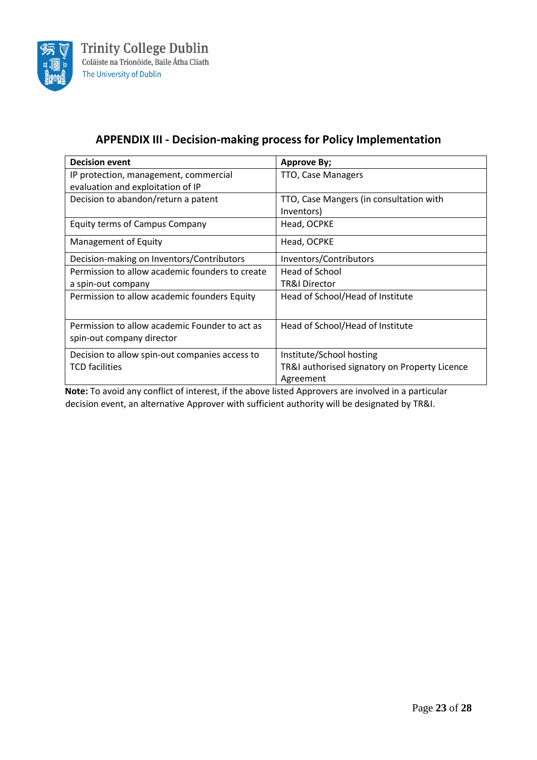## APPENDIX III - Decision-making process for Policy Implementation

| Decision event | Approve By; |
|---|---|
| IP protection, management, commercial evaluation and exploitation of IP | TTO, Case Managers |
| Decision to abandon/return a patent | TTO, Case Mangers (in consultation with Inventors) |
| Equity terms of Campus Company | Head, OCPKE |
| Management of Equity | Head, OCPKE |
| Decision-making on Inventors/Contributors | Inventors/Contributors |
| Permission to allow academic founders to create a spin-out company | Head of School<br>TR&I Director |
| Permission to allow academic founders Equity | Head of School/Head of Institute |
| Permission to allow academic Founder to act as spin-out company director | Head of School/Head of Institute |
| Decision to allow spin-out companies access to TCD facilities | Institute/School hosting<br>TR&I authorised signatory on Property Licence Agreement |

**Note:** To avoid any conflict of interest, if the above listed Approvers are involved in a particular decision event, an alternative Approver with sufficient authority will be designated by TR&I.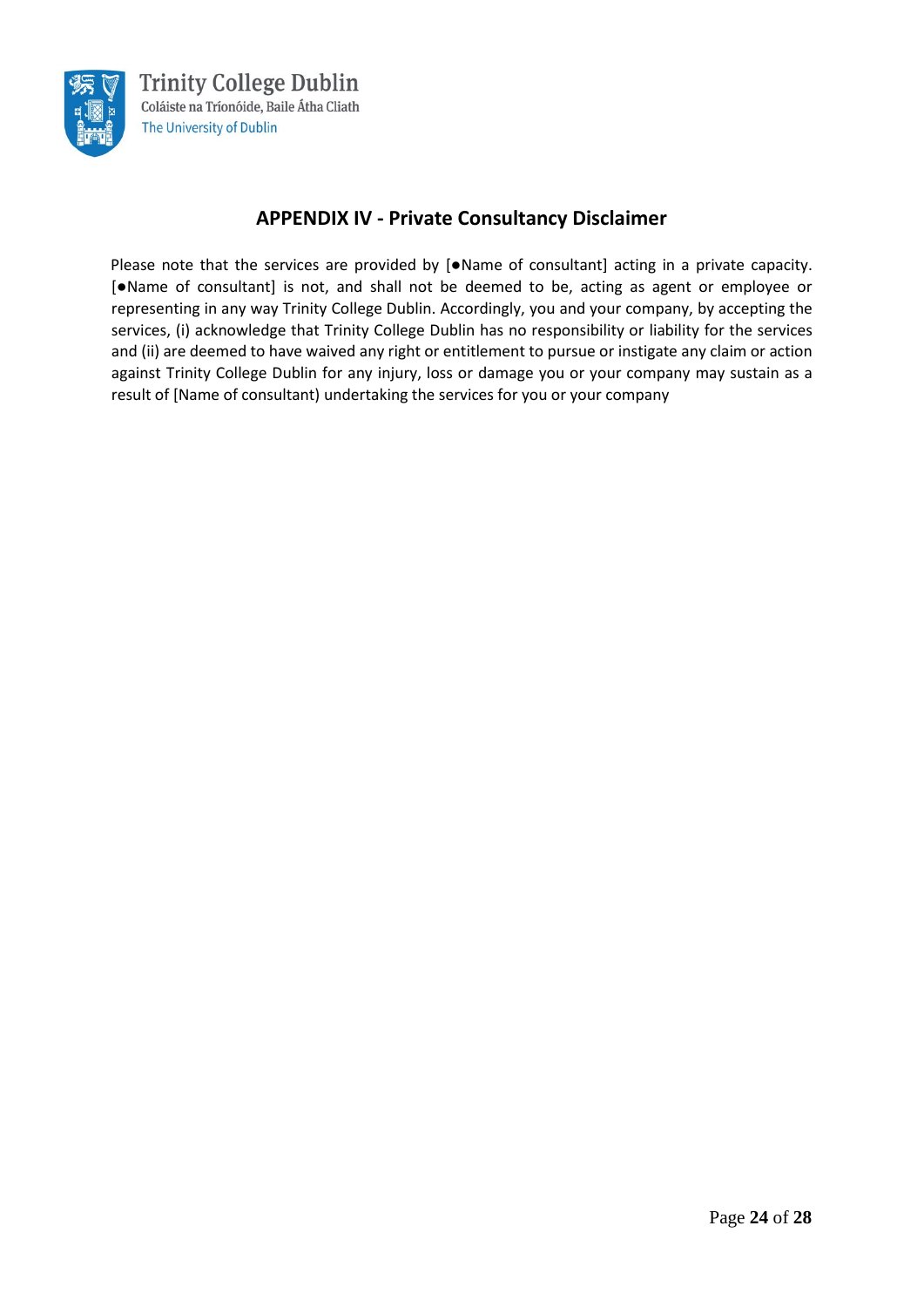## APPENDIX IV - Private Consultancy Disclaimer

Please note that the services are provided by [●Name of consultant] acting in a private capacity. [●Name of consultant] is not, and shall not be deemed to be, acting as agent or employee or representing in any way Trinity College Dublin. Accordingly, you and your company, by accepting the services, (i) acknowledge that Trinity College Dublin has no responsibility or liability for the services and (ii) are deemed to have waived any right or entitlement to pursue or instigate any claim or action against Trinity College Dublin for any injury, loss or damage you or your company may sustain as a result of [Name of consultant) undertaking the services for you or your company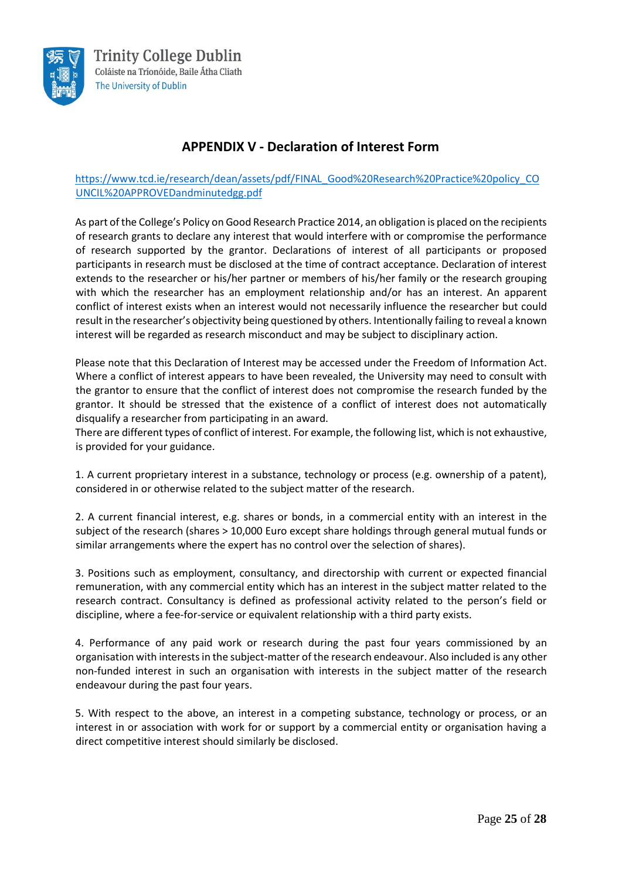## APPENDIX V - Declaration of Interest Form

https://www.tcd.ie/research/dean/assets/pdf/FINAL_Good%20Research%20Practice%20policy_COUNCIL%20APPROVEDandminutedgg.pdf

As part of the College's Policy on Good Research Practice 2014, an obligation is placed on the recipients of research grants to declare any interest that would interfere with or compromise the performance of research supported by the grantor. Declarations of interest of all participants or proposed participants in research must be disclosed at the time of contract acceptance. Declaration of interest extends to the researcher or his/her partner or members of his/her family or the research grouping with which the researcher has an employment relationship and/or has an interest. An apparent conflict of interest exists when an interest would not necessarily influence the researcher but could result in the researcher's objectivity being questioned by others. Intentionally failing to reveal a known interest will be regarded as research misconduct and may be subject to disciplinary action.

Please note that this Declaration of Interest may be accessed under the Freedom of Information Act. Where a conflict of interest appears to have been revealed, the University may need to consult with the grantor to ensure that the conflict of interest does not compromise the research funded by the grantor. It should be stressed that the existence of a conflict of interest does not automatically disqualify a researcher from participating in an award.
There are different types of conflict of interest. For example, the following list, which is not exhaustive, is provided for your guidance.

1. A current proprietary interest in a substance, technology or process (e.g. ownership of a patent), considered in or otherwise related to the subject matter of the research.

2. A current financial interest, e.g. shares or bonds, in a commercial entity with an interest in the subject of the research (shares > 10,000 Euro except share holdings through general mutual funds or similar arrangements where the expert has no control over the selection of shares).

3. Positions such as employment, consultancy, and directorship with current or expected financial remuneration, with any commercial entity which has an interest in the subject matter related to the research contract. Consultancy is defined as professional activity related to the person's field or discipline, where a fee-for-service or equivalent relationship with a third party exists.

4. Performance of any paid work or research during the past four years commissioned by an organisation with interests in the subject-matter of the research endeavour. Also included is any other non-funded interest in such an organisation with interests in the subject matter of the research endeavour during the past four years.

5. With respect to the above, an interest in a competing substance, technology or process, or an interest in or association with work for or support by a commercial entity or organisation having a direct competitive interest should similarly be disclosed.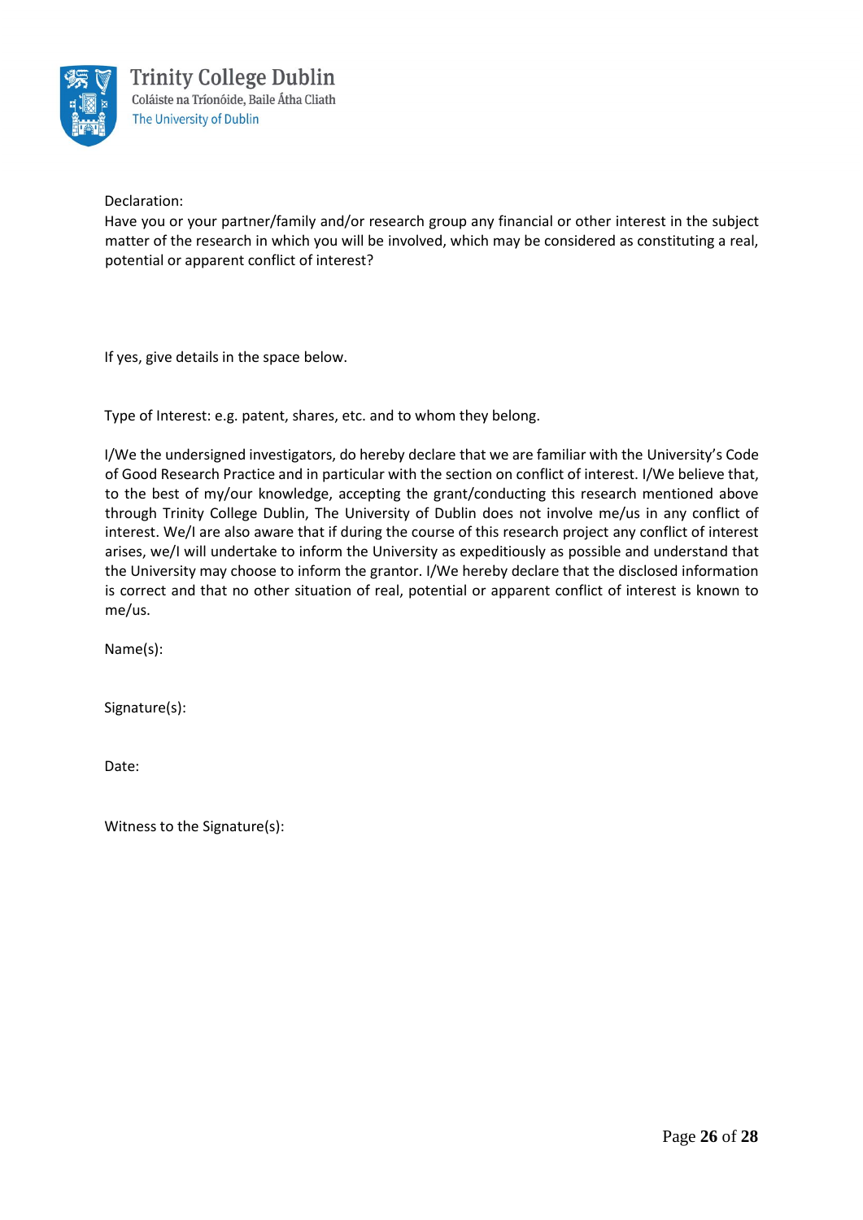Declaration:

Have you or your partner/family and/or research group any financial or other interest in the subject matter of the research in which you will be involved, which may be considered as constituting a real, potential or apparent conflict of interest?

If yes, give details in the space below.

Type of Interest: e.g. patent, shares, etc. and to whom they belong.

I/We the undersigned investigators, do hereby declare that we are familiar with the University's Code of Good Research Practice and in particular with the section on conflict of interest. I/We believe that, to the best of my/our knowledge, accepting the grant/conducting this research mentioned above through Trinity College Dublin, The University of Dublin does not involve me/us in any conflict of interest. We/I are also aware that if during the course of this research project any conflict of interest arises, we/I will undertake to inform the University as expeditiously as possible and understand that the University may choose to inform the grantor. I/We hereby declare that the disclosed information is correct and that no other situation of real, potential or apparent conflict of interest is known to me/us.

Name(s):

Signature(s):

Date:

Witness to the Signature(s):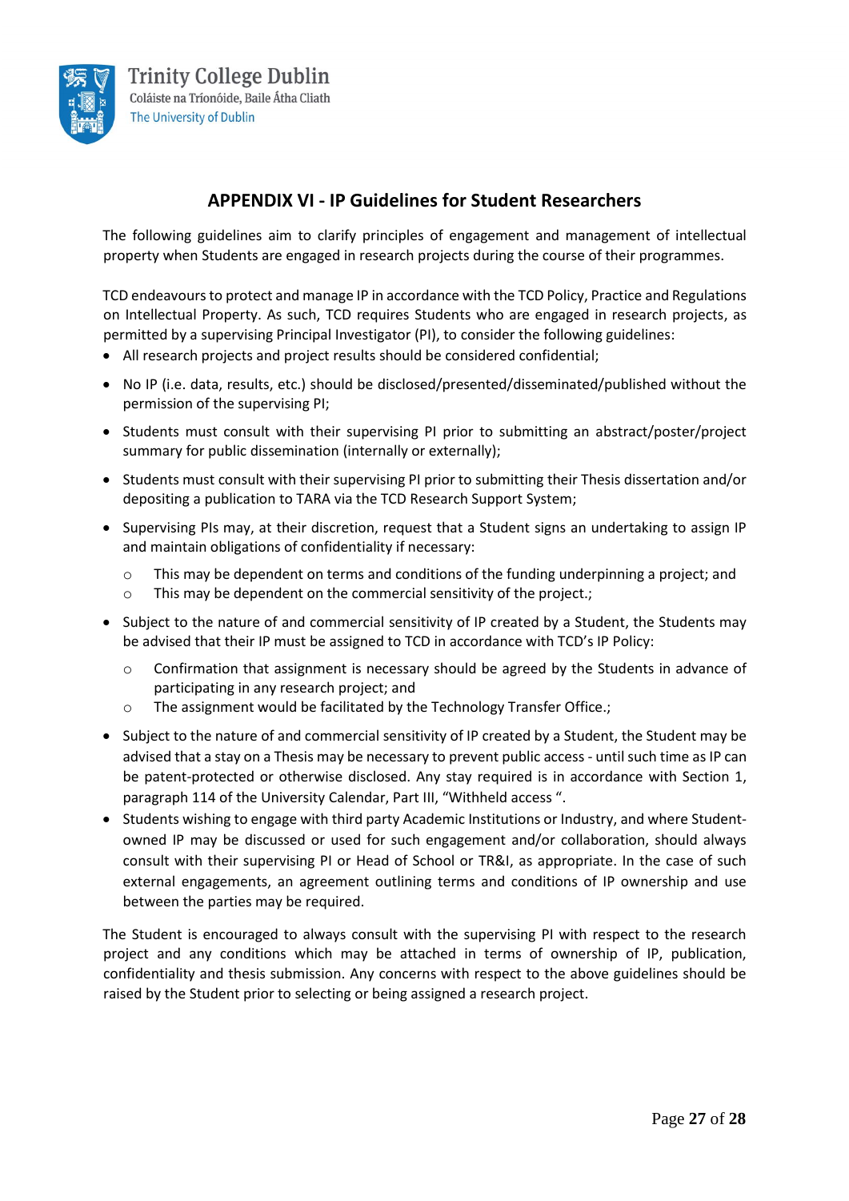## APPENDIX VI - IP Guidelines for Student Researchers

The following guidelines aim to clarify principles of engagement and management of intellectual property when Students are engaged in research projects during the course of their programmes.

TCD endeavours to protect and manage IP in accordance with the TCD Policy, Practice and Regulations on Intellectual Property. As such, TCD requires Students who are engaged in research projects, as permitted by a supervising Principal Investigator (PI), to consider the following guidelines:

- All research projects and project results should be considered confidential;
- No IP (i.e. data, results, etc.) should be disclosed/presented/disseminated/published without the permission of the supervising PI;
- Students must consult with their supervising PI prior to submitting an abstract/poster/project summary for public dissemination (internally or externally);
- Students must consult with their supervising PI prior to submitting their Thesis dissertation and/or depositing a publication to TARA via the TCD Research Support System;
- Supervising PIs may, at their discretion, request that a Student signs an undertaking to assign IP and maintain obligations of confidentiality if necessary:
  - This may be dependent on terms and conditions of the funding underpinning a project; and
  - This may be dependent on the commercial sensitivity of the project.;
- Subject to the nature of and commercial sensitivity of IP created by a Student, the Students may be advised that their IP must be assigned to TCD in accordance with TCD's IP Policy:
  - Confirmation that assignment is necessary should be agreed by the Students in advance of participating in any research project; and
  - The assignment would be facilitated by the Technology Transfer Office.;
- Subject to the nature of and commercial sensitivity of IP created by a Student, the Student may be advised that a stay on a Thesis may be necessary to prevent public access - until such time as IP can be patent-protected or otherwise disclosed. Any stay required is in accordance with Section 1, paragraph 114 of the University Calendar, Part III, "Withheld access ".
- Students wishing to engage with third party Academic Institutions or Industry, and where Student-owned IP may be discussed or used for such engagement and/or collaboration, should always consult with their supervising PI or Head of School or TR&I, as appropriate. In the case of such external engagements, an agreement outlining terms and conditions of IP ownership and use between the parties may be required.

The Student is encouraged to always consult with the supervising PI with respect to the research project and any conditions which may be attached in terms of ownership of IP, publication, confidentiality and thesis submission. Any concerns with respect to the above guidelines should be raised by the Student prior to selecting or being assigned a research project.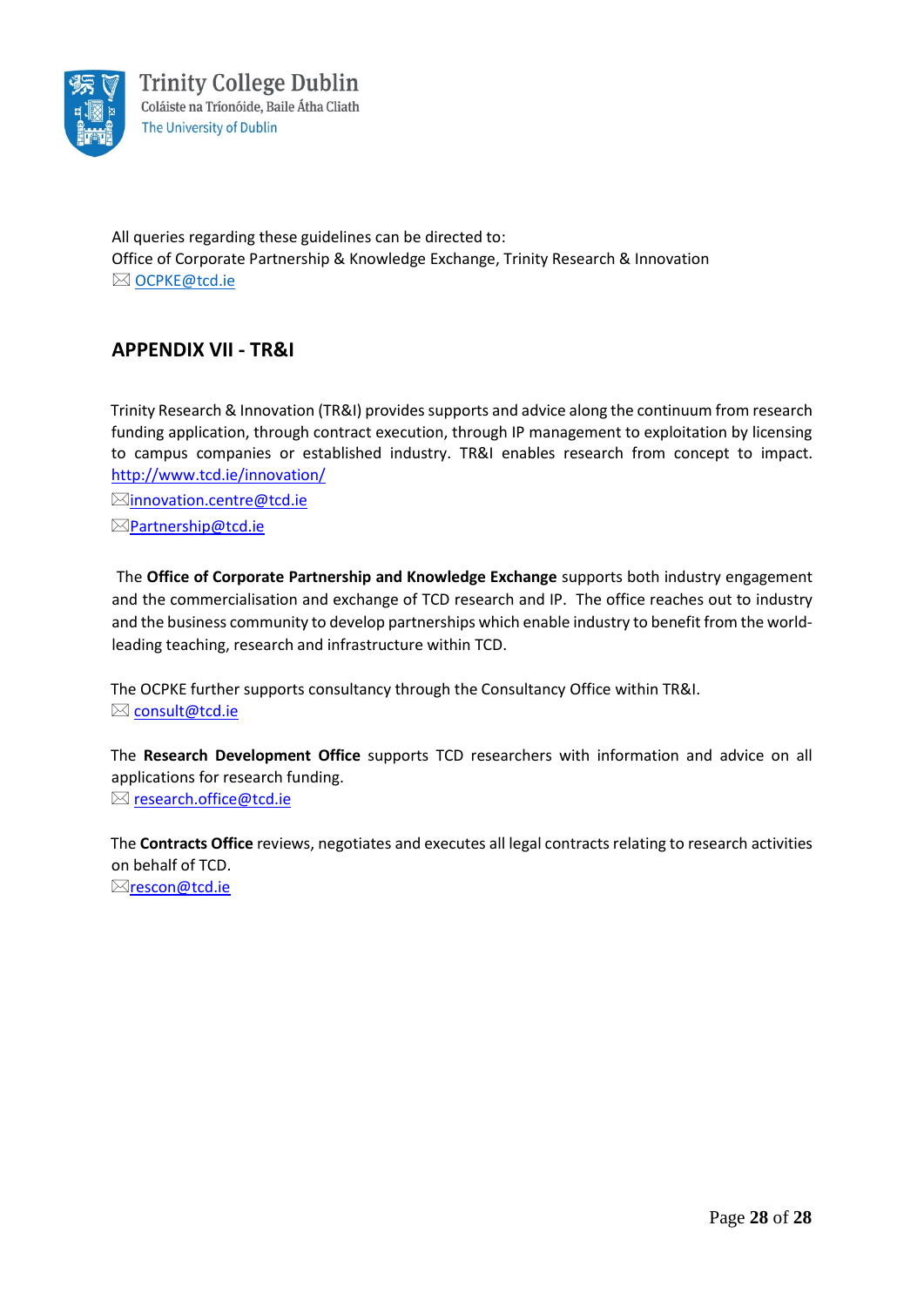All queries regarding these guidelines can be directed to:
Office of Corporate Partnership & Knowledge Exchange, Trinity Research & Innovation
✉ OCPKE@tcd.ie

## APPENDIX VII - TR&I

Trinity Research & Innovation (TR&I) provides supports and advice along the continuum from research funding application, through contract execution, through IP management to exploitation by licensing to campus companies or established industry. TR&I enables research from concept to impact. http://www.tcd.ie/innovation/

✉innovation.centre@tcd.ie

✉Partnership@tcd.ie

The **Office of Corporate Partnership and Knowledge Exchange** supports both industry engagement and the commercialisation and exchange of TCD research and IP. The office reaches out to industry and the business community to develop partnerships which enable industry to benefit from the world-leading teaching, research and infrastructure within TCD.

The OCPKE further supports consultancy through the Consultancy Office within TR&I.
✉ consult@tcd.ie

The **Research Development Office** supports TCD researchers with information and advice on all applications for research funding.
✉ research.office@tcd.ie

The **Contracts Office** reviews, negotiates and executes all legal contracts relating to research activities on behalf of TCD.
✉rescon@tcd.ie